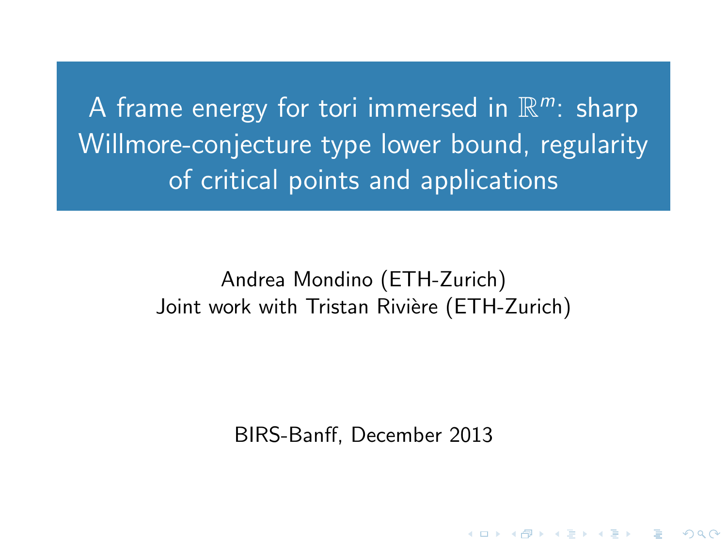# A frame energy for tori immersed in $\mathbb{R}^m$: sharp Willmore-conjecture type lower bound, regularity of critical points and applications

Andrea Mondino (ETH-Zurich)
Joint work with Tristan Rivière (ETH-Zurich)

BIRS-Banff, December 2013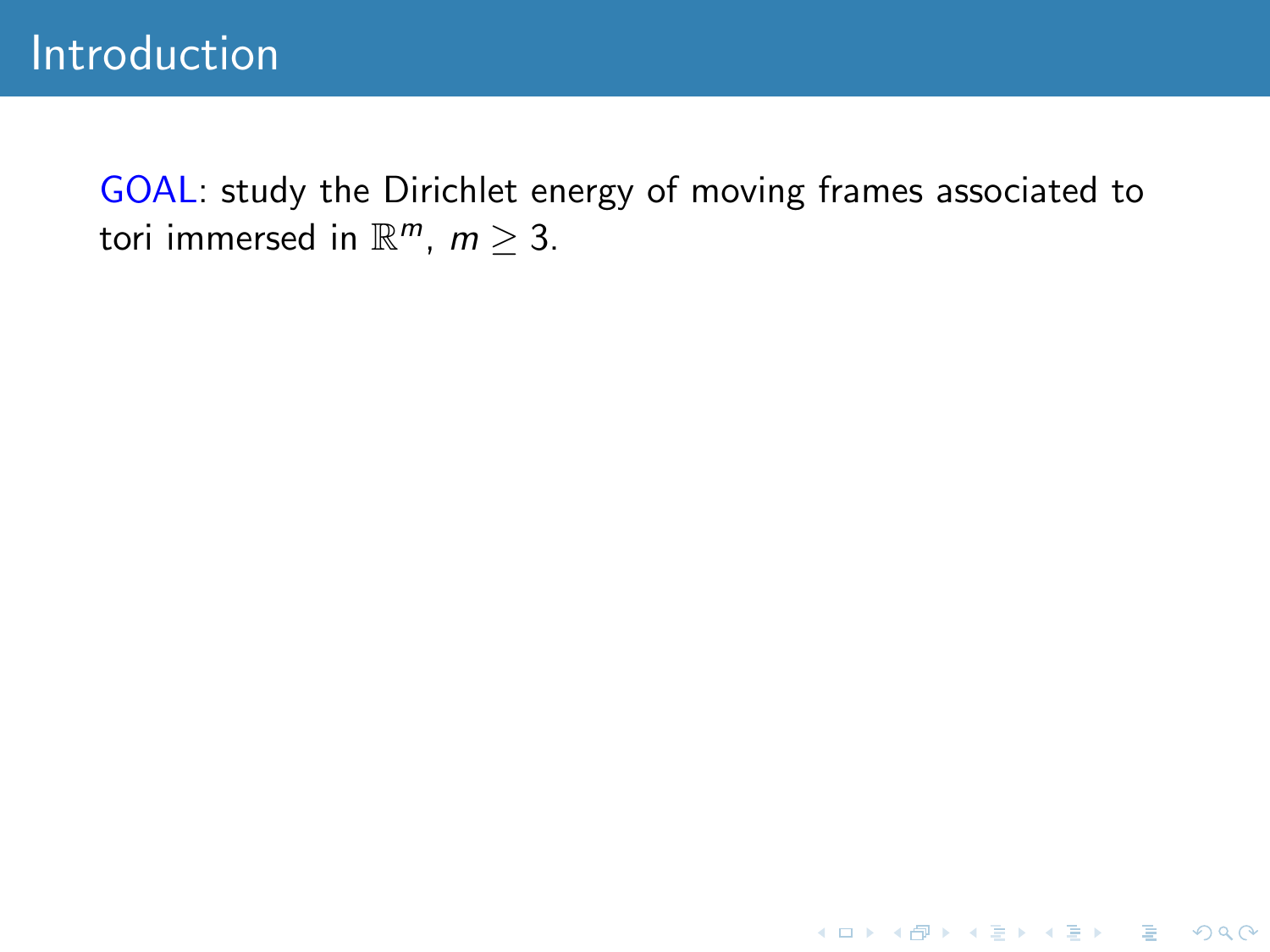# Introduction

GOAL: study the Dirichlet energy of moving frames associated to tori immersed in $\mathbb{R}^m$, $m \geq 3$.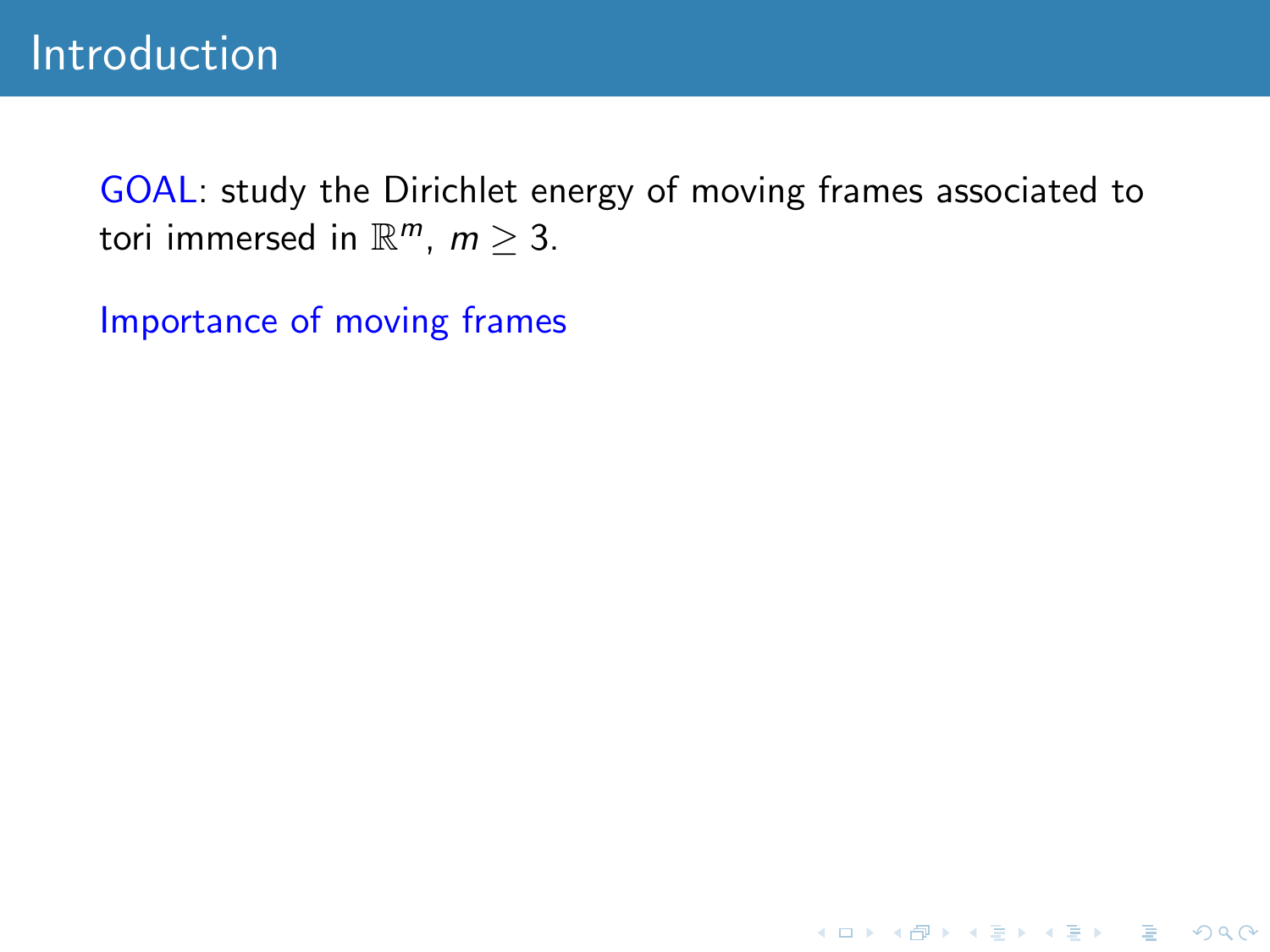# Introduction

GOAL: study the Dirichlet energy of moving frames associated to tori immersed in $\mathbb{R}^m$, $m \geq 3$.

Importance of moving frames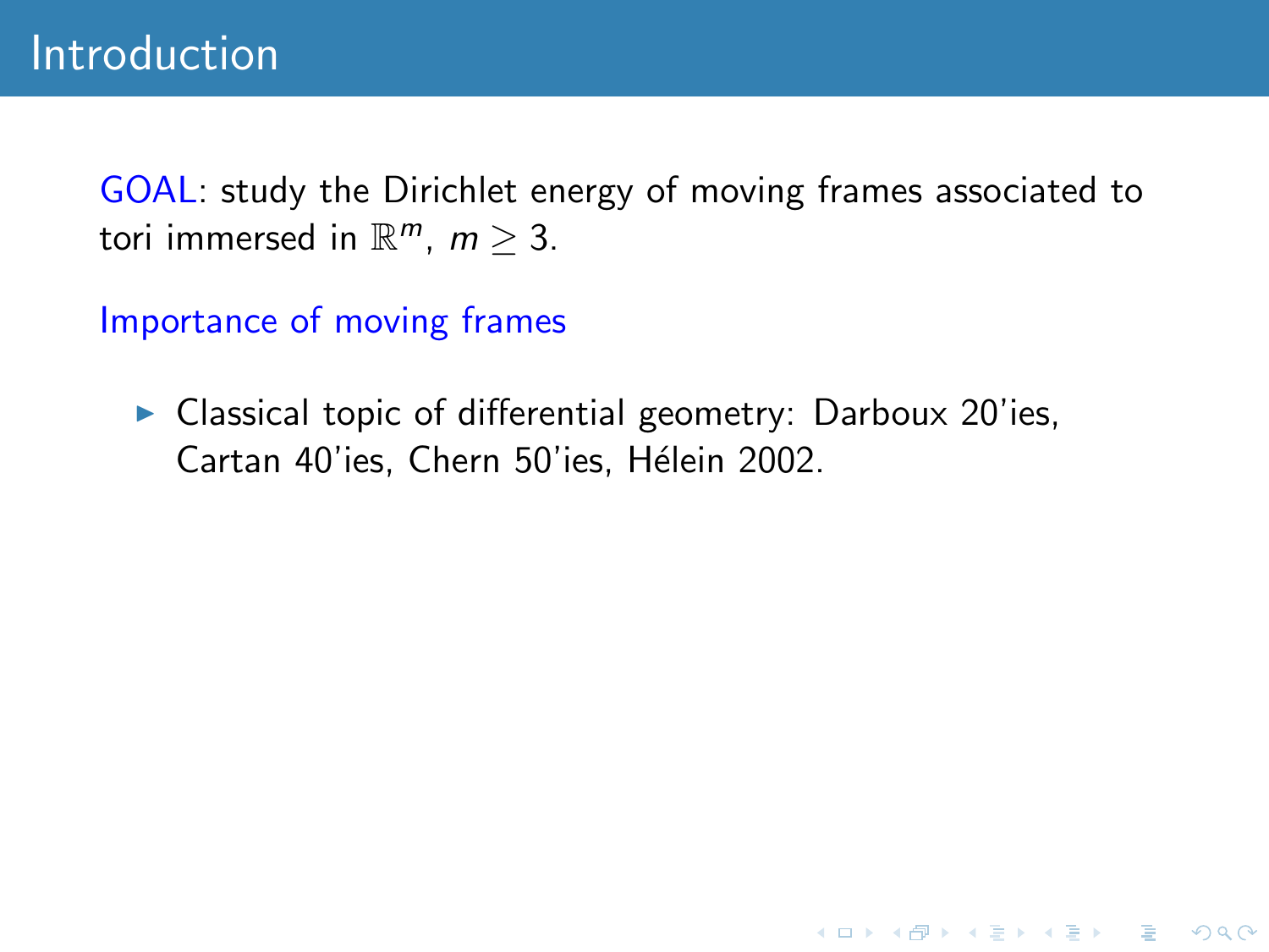# Introduction

GOAL: study the Dirichlet energy of moving frames associated to tori immersed in $\mathbb{R}^m$, $m \geq 3$.

Importance of moving frames

- Classical topic of differential geometry: Darboux 20'ies, Cartan 40'ies, Chern 50'ies, Hélein 2002.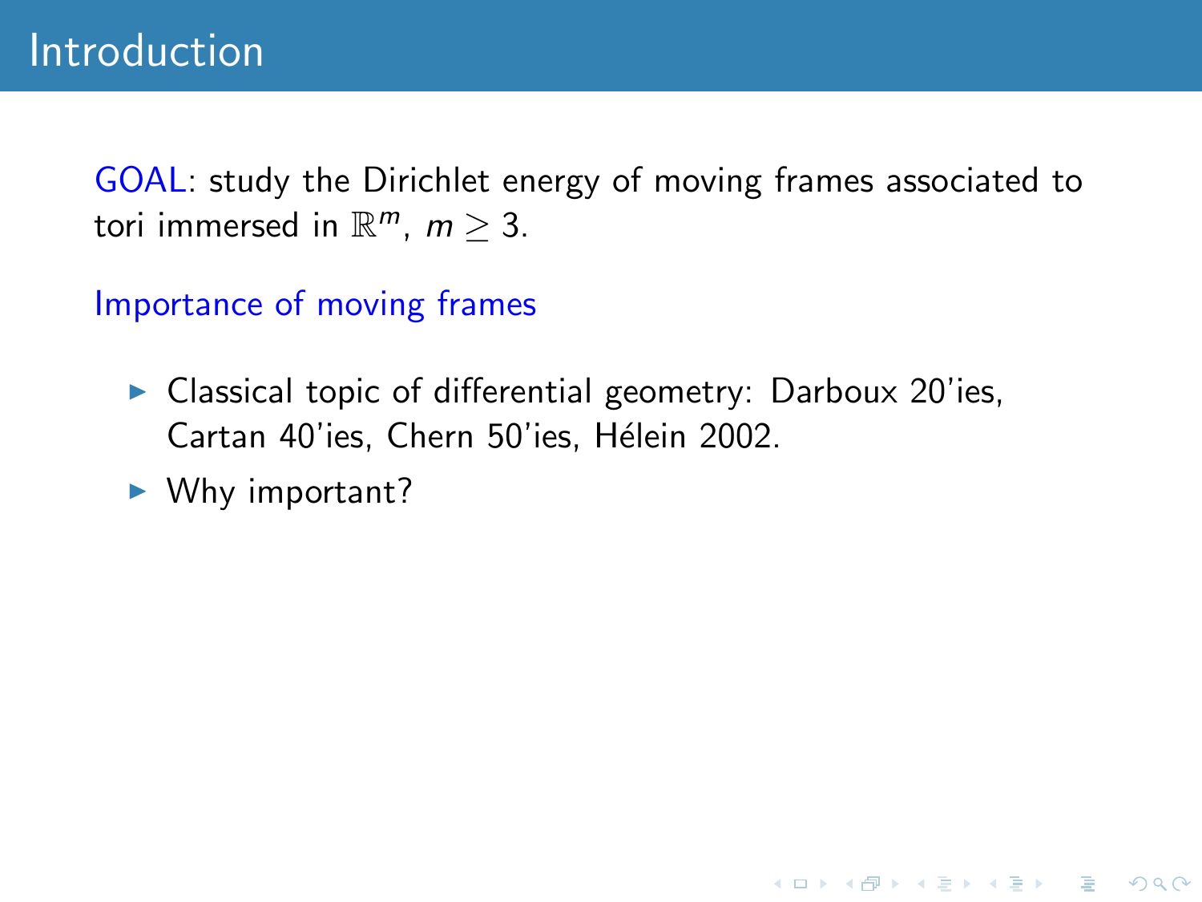# Introduction

GOAL: study the Dirichlet energy of moving frames associated to tori immersed in $\mathbb{R}^m$, $m \geq 3$.

Importance of moving frames

- Classical topic of differential geometry: Darboux 20'ies, Cartan 40'ies, Chern 50'ies, Hélein 2002.
- Why important?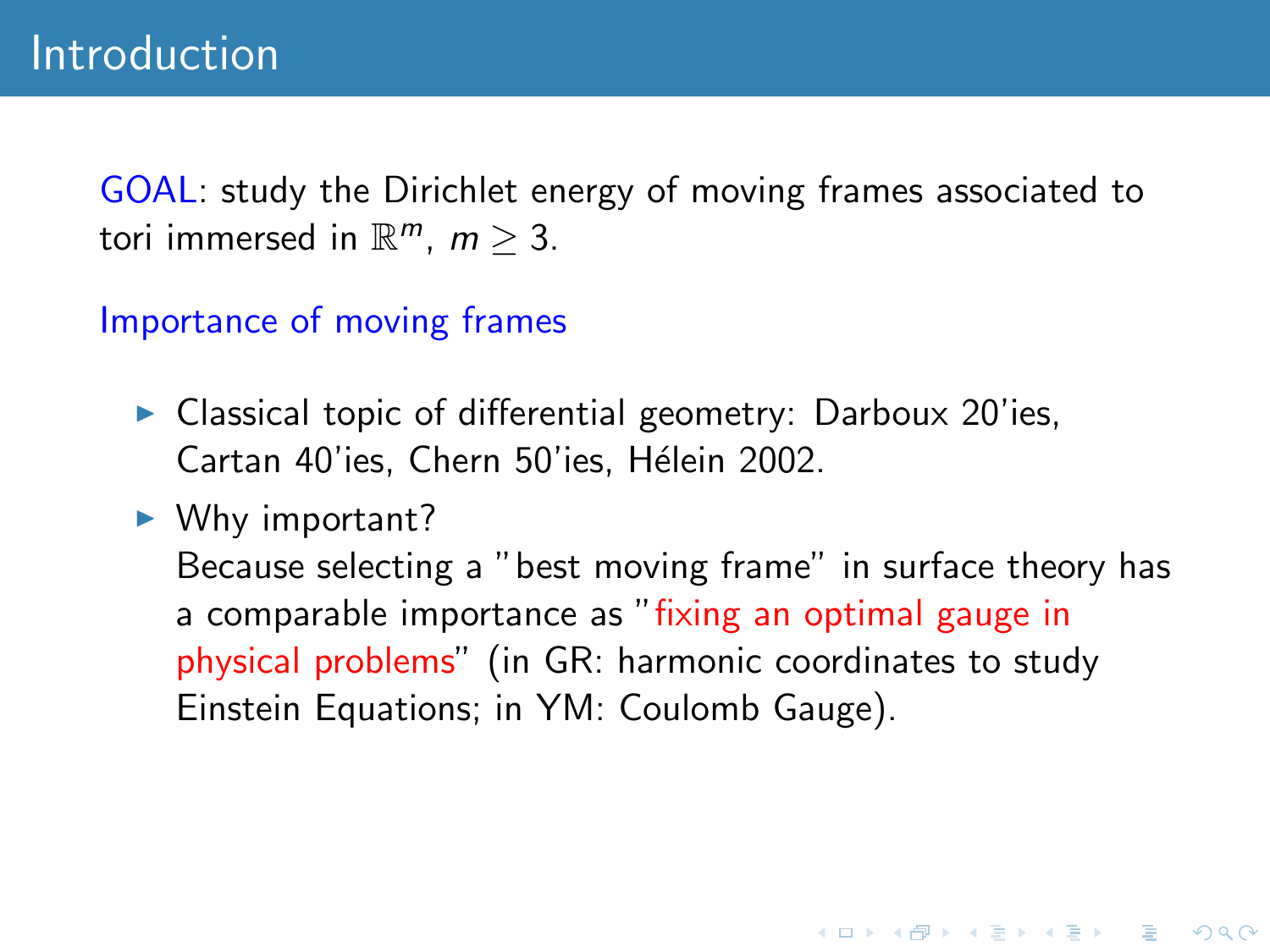# Introduction

GOAL: study the Dirichlet energy of moving frames associated to tori immersed in $\mathbb{R}^m$, $m \geq 3$.

Importance of moving frames

- Classical topic of differential geometry: Darboux 20'ies, Cartan 40'ies, Chern 50'ies, Hélein 2002.
- Why important?
  Because selecting a "best moving frame" in surface theory has a comparable importance as "fixing an optimal gauge in physical problems" (in GR: harmonic coordinates to study Einstein Equations; in YM: Coulomb Gauge).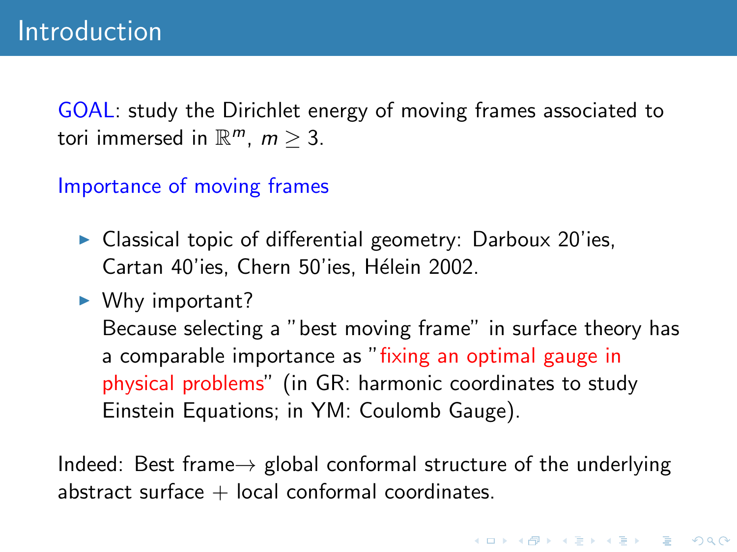# Introduction

GOAL: study the Dirichlet energy of moving frames associated to tori immersed in $\mathbb{R}^m$, $m \geq 3$.

Importance of moving frames

- Classical topic of differential geometry: Darboux 20'ies, Cartan 40'ies, Chern 50'ies, Hélein 2002.
- Why important?
  Because selecting a "best moving frame" in surface theory has a comparable importance as "fixing an optimal gauge in physical problems" (in GR: harmonic coordinates to study Einstein Equations; in YM: Coulomb Gauge).

Indeed: Best frame$\rightarrow$ global conformal structure of the underlying abstract surface + local conformal coordinates.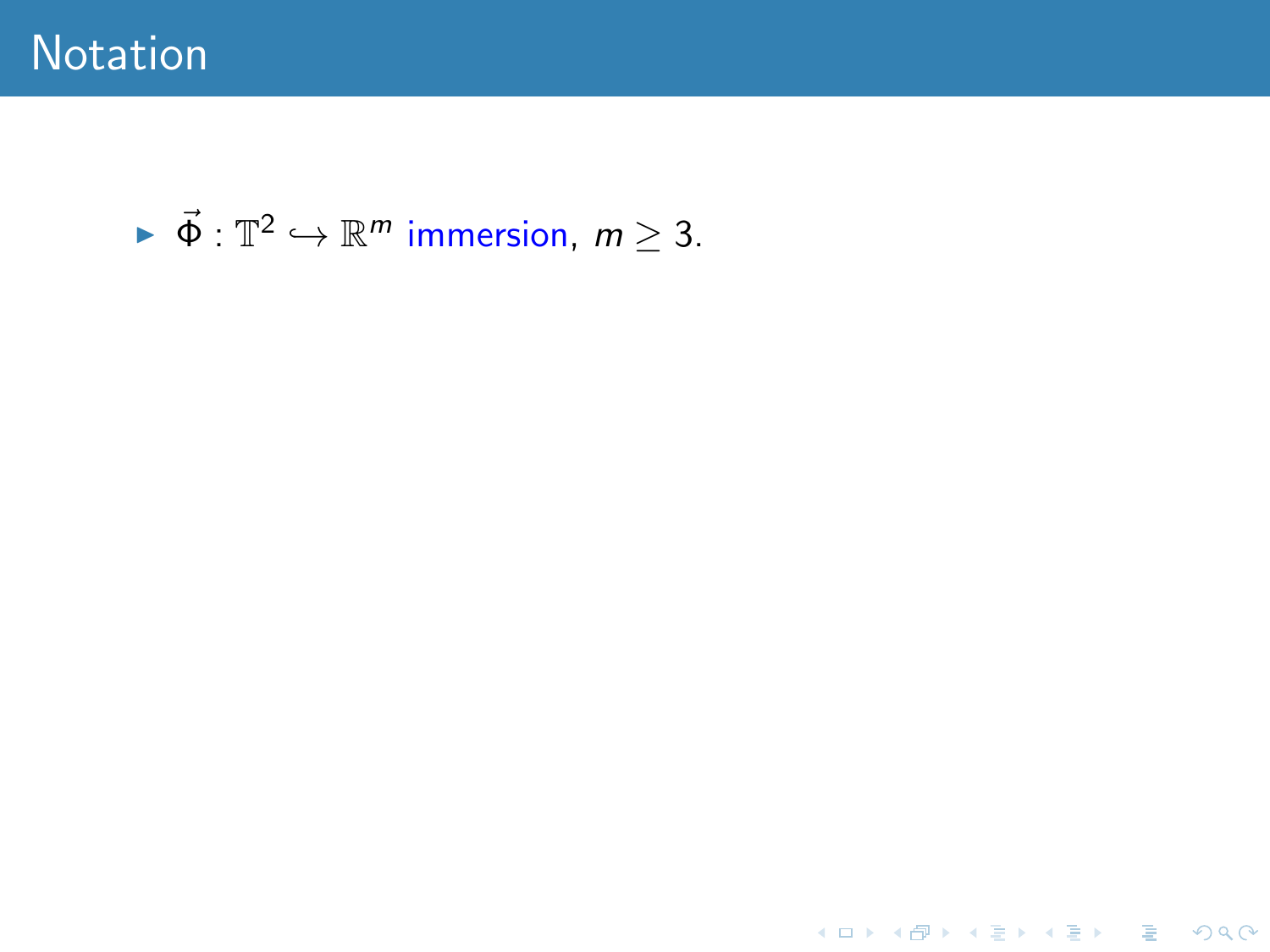# Notation

- $\vec{\Phi} : \mathbb{T}^2 \hookrightarrow \mathbb{R}^m$ immersion, $m \geq 3$.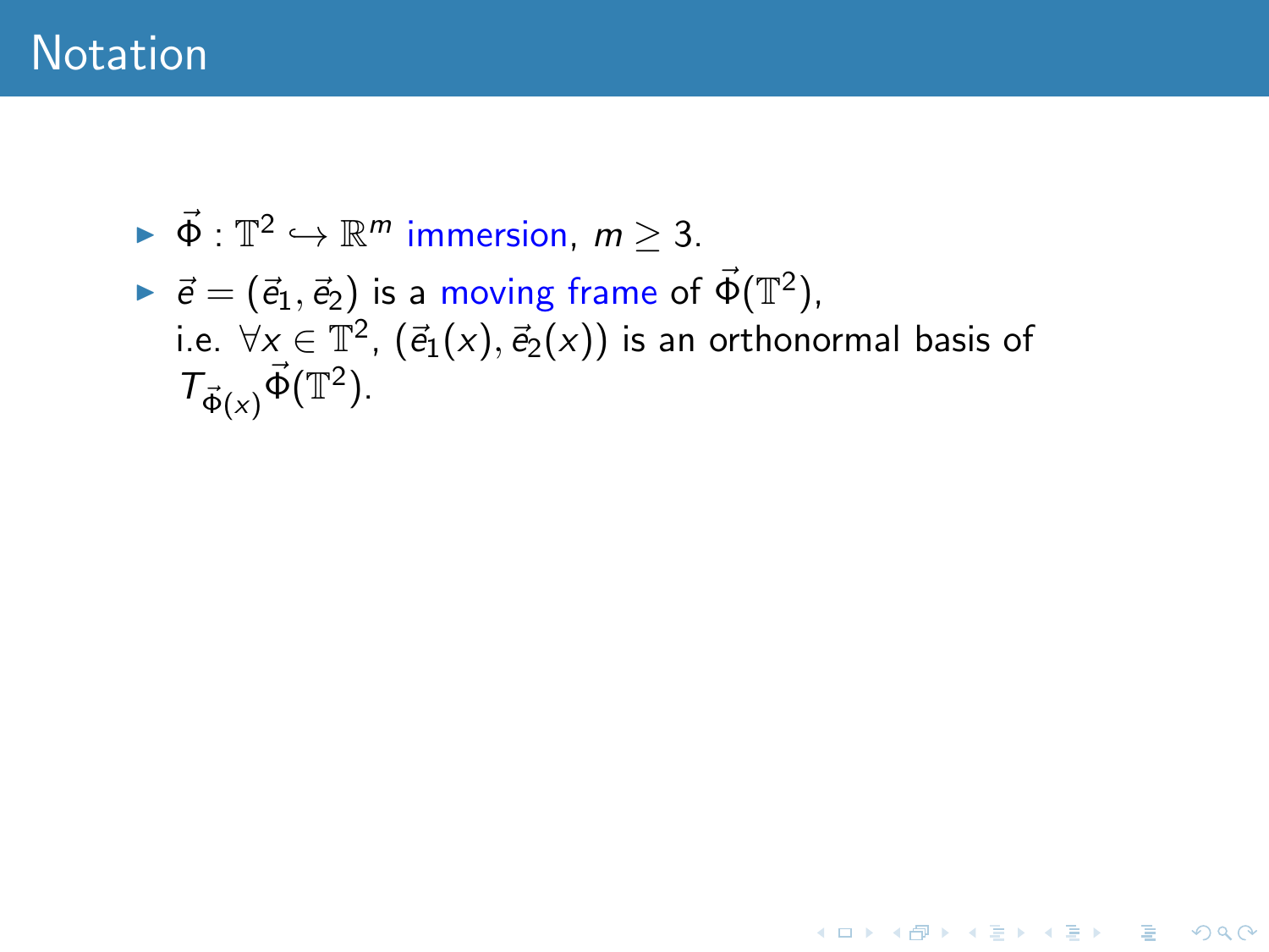# Notation

- $\vec{\Phi} : \mathbb{T}^2 \hookrightarrow \mathbb{R}^m$ immersion, $m \geq 3$.
- $\vec{e} = (\vec{e}_1, \vec{e}_2)$ is a moving frame of $\vec{\Phi}(\mathbb{T}^2)$, i.e. $\forall x \in \mathbb{T}^2$, $(\vec{e}_1(x), \vec{e}_2(x))$ is an orthonormal basis of $T_{\vec{\Phi}(x)}\vec{\Phi}(\mathbb{T}^2)$.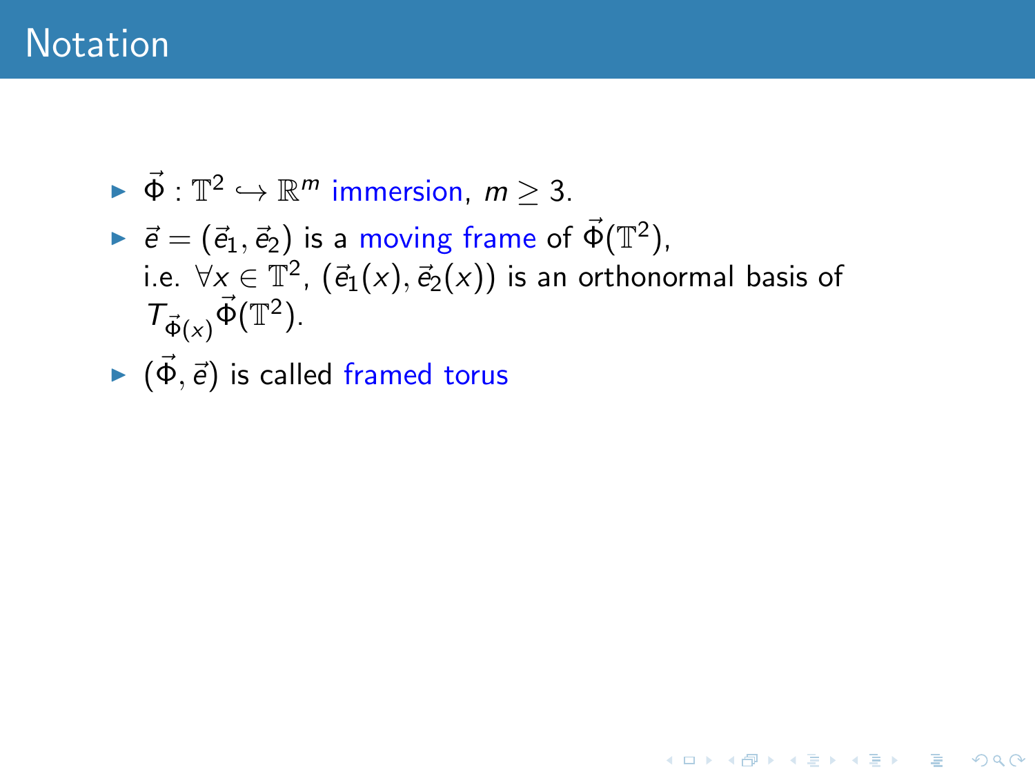# Notation

- $\vec{\Phi} : \mathbb{T}^2 \hookrightarrow \mathbb{R}^m$ immersion, $m \geq 3$.
- $\vec{e} = (\vec{e}_1, \vec{e}_2)$ is a moving frame of $\vec{\Phi}(\mathbb{T}^2)$, i.e. $\forall x \in \mathbb{T}^2$, $(\vec{e}_1(x), \vec{e}_2(x))$ is an orthonormal basis of $T_{\vec{\Phi}(x)}\vec{\Phi}(\mathbb{T}^2)$.
- $(\vec{\Phi}, \vec{e})$ is called framed torus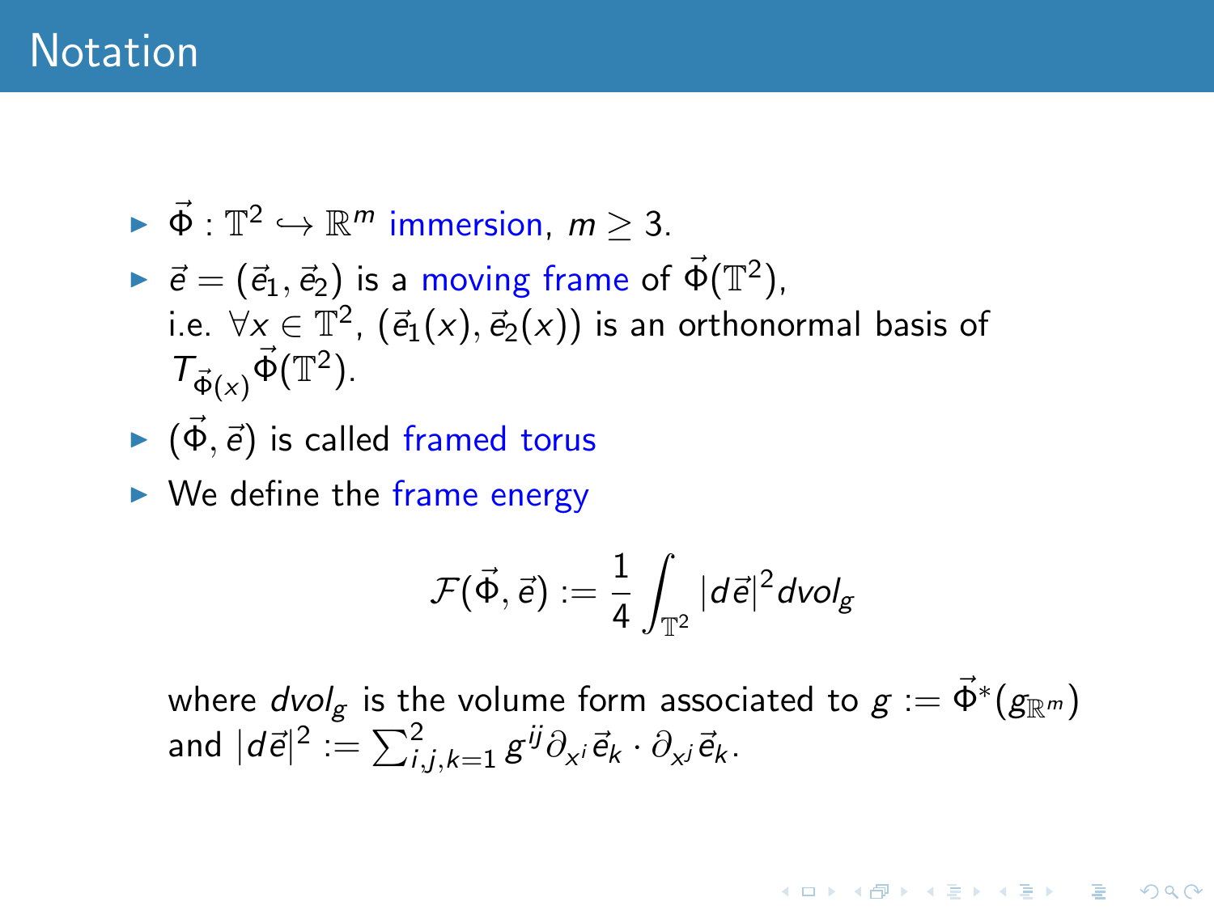# Notation

- $\vec{\Phi} : \mathbb{T}^2 \hookrightarrow \mathbb{R}^m$ immersion, $m \geq 3$.
- $\vec{e} = (\vec{e}_1, \vec{e}_2)$ is a moving frame of $\vec{\Phi}(\mathbb{T}^2)$, i.e. $\forall x \in \mathbb{T}^2$, $(\vec{e}_1(x), \vec{e}_2(x))$ is an orthonormal basis of $T_{\vec{\Phi}(x)}\vec{\Phi}(\mathbb{T}^2)$.
- $(\vec{\Phi}, \vec{e})$ is called framed torus
- We define the frame energy

$$\mathcal{F}(\vec{\Phi}, \vec{e}) := \frac{1}{4} \int_{\mathbb{T}^2} |d\vec{e}|^2 dvol_g$$

where $dvol_g$ is the volume form associated to $g := \vec{\Phi}^*(g_{\mathbb{R}^m})$ and $|d\vec{e}|^2 := \sum_{i,j,k=1}^{2} g^{ij} \partial_{x^i} \vec{e}_k \cdot \partial_{x^j} \vec{e}_k$.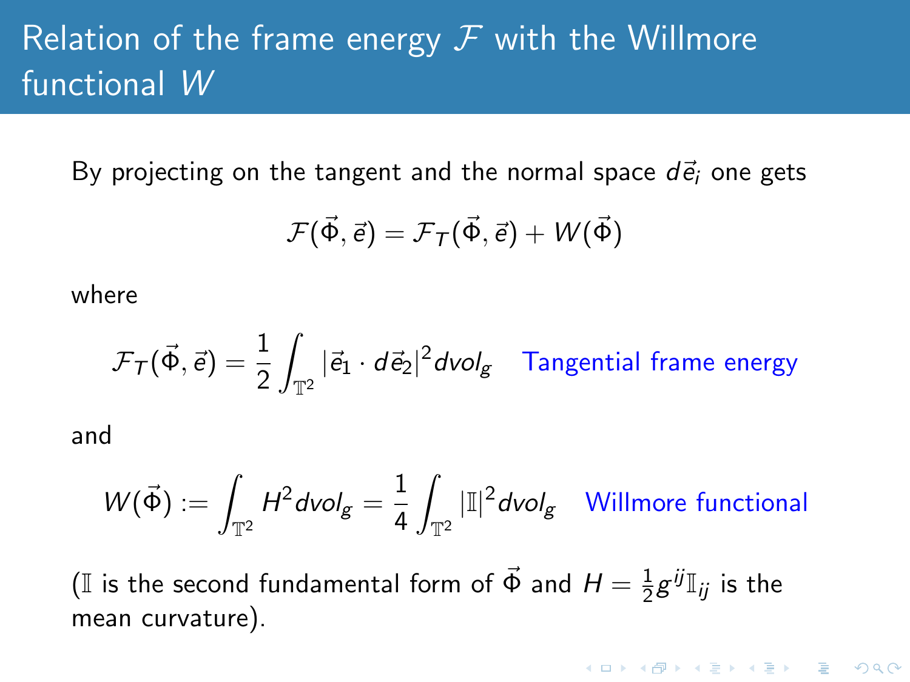# Relation of the frame energy $\mathcal{F}$ with the Willmore functional $W$

By projecting on the tangent and the normal space $d\vec{e}_i$ one gets

$$\mathcal{F}(\vec{\Phi}, \vec{e}) = \mathcal{F}_T(\vec{\Phi}, \vec{e}) + W(\vec{\Phi})$$

where

$$\mathcal{F}_T(\vec{\Phi}, \vec{e}) = \frac{1}{2} \int_{\mathbb{T}^2} |\vec{e}_1 \cdot d\vec{e}_2|^2 dvol_g \quad \text{Tangential frame energy}$$

and

$$W(\vec{\Phi}) := \int_{\mathbb{T}^2} H^2 dvol_g = \frac{1}{4} \int_{\mathbb{T}^2} |\mathbb{I}|^2 dvol_g \quad \text{Willmore functional}$$

($\mathbb{I}$ is the second fundamental form of $\vec{\Phi}$ and $H = \frac{1}{2} g^{ij} \mathbb{I}_{ij}$ is the mean curvature).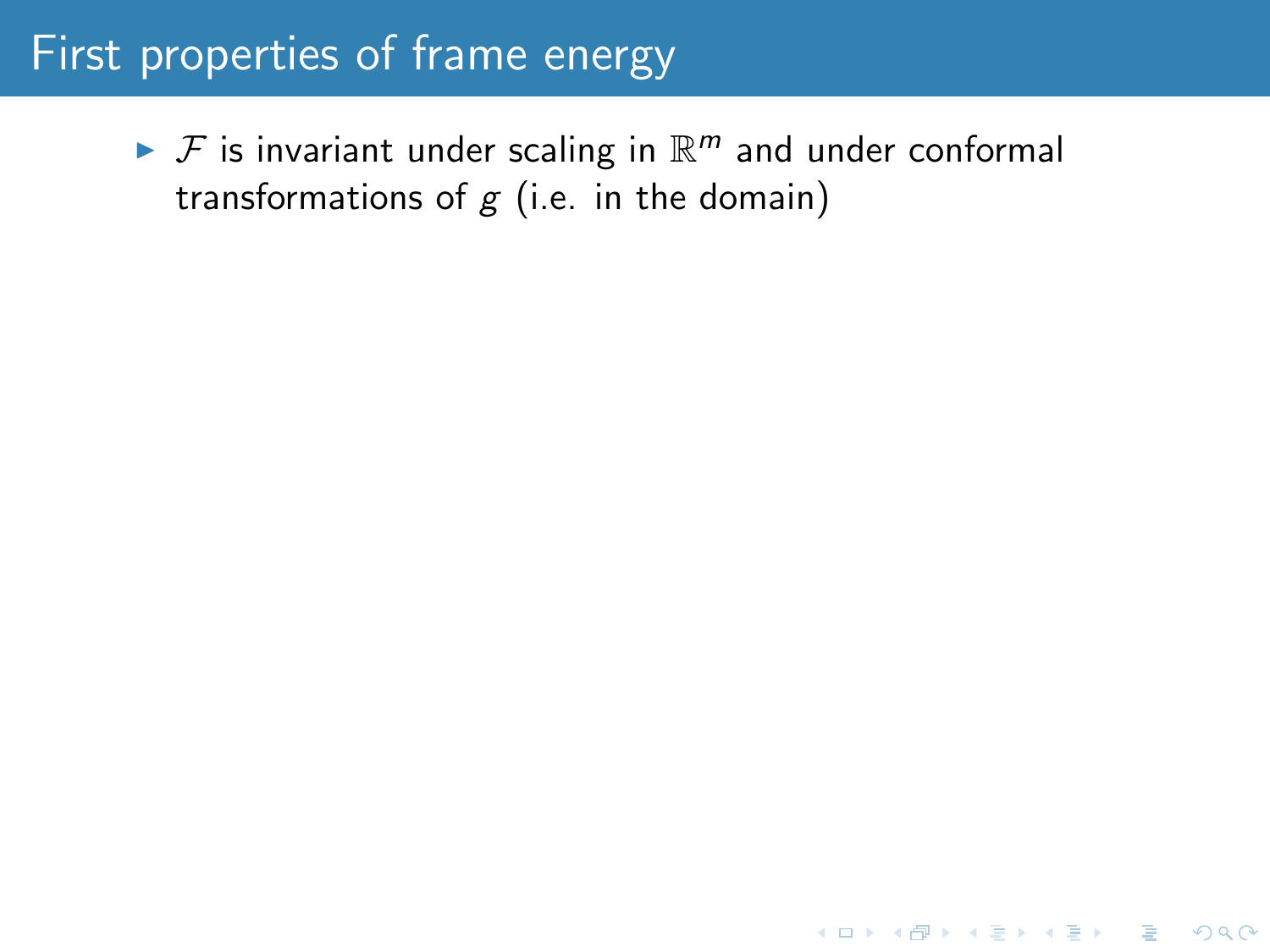# First properties of frame energy

- $\mathcal{F}$ is invariant under scaling in $\mathbb{R}^m$ and under conformal transformations of $g$ (i.e. in the domain)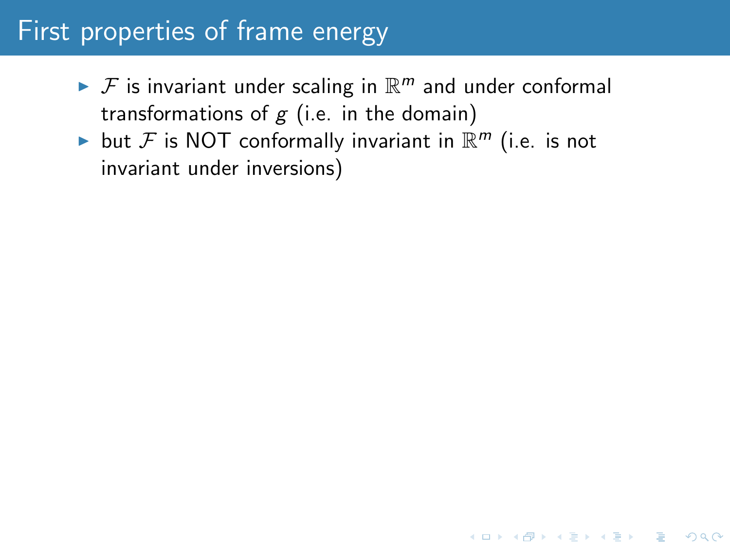# First properties of frame energy

- $\mathcal{F}$ is invariant under scaling in $\mathbb{R}^m$ and under conformal transformations of $g$ (i.e. in the domain)
- but $\mathcal{F}$ is NOT conformally invariant in $\mathbb{R}^m$ (i.e. is not invariant under inversions)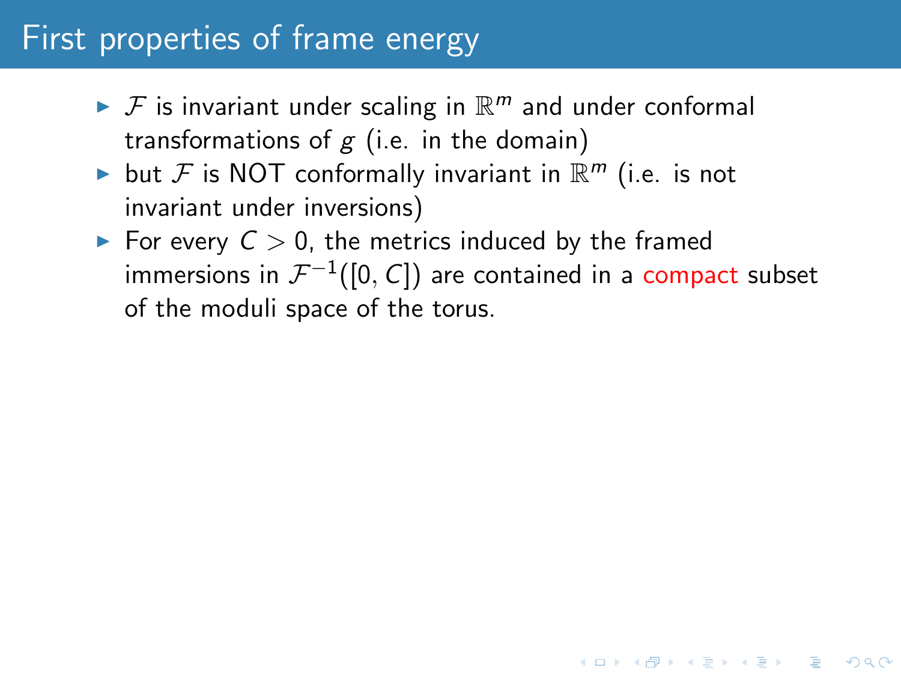# First properties of frame energy

- $\mathcal{F}$ is invariant under scaling in $\mathbb{R}^m$ and under conformal transformations of $g$ (i.e. in the domain)
- but $\mathcal{F}$ is NOT conformally invariant in $\mathbb{R}^m$ (i.e. is not invariant under inversions)
- For every $C > 0$, the metrics induced by the framed immersions in $\mathcal{F}^{-1}([0, C])$ are contained in a compact subset of the moduli space of the torus.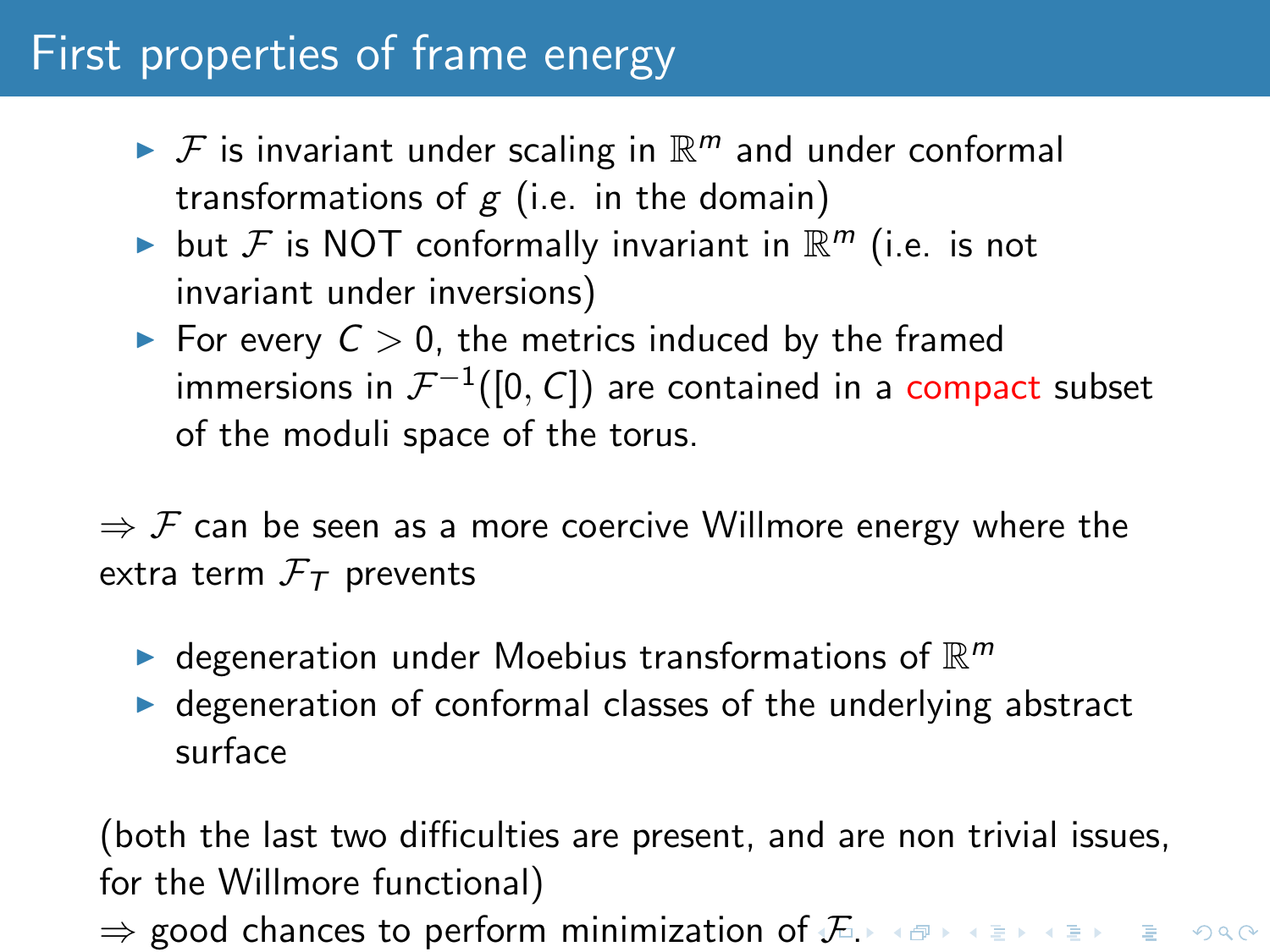# First properties of frame energy

- $\mathcal{F}$ is invariant under scaling in $\mathbb{R}^m$ and under conformal transformations of $g$ (i.e. in the domain)
- but $\mathcal{F}$ is NOT conformally invariant in $\mathbb{R}^m$ (i.e. is not invariant under inversions)
- For every $C > 0$, the metrics induced by the framed immersions in $\mathcal{F}^{-1}([0, C])$ are contained in a compact subset of the moduli space of the torus.

$\Rightarrow$ $\mathcal{F}$ can be seen as a more coercive Willmore energy where the extra term $\mathcal{F}_T$ prevents

- degeneration under Moebius transformations of $\mathbb{R}^m$
- degeneration of conformal classes of the underlying abstract surface

(both the last two difficulties are present, and are non trivial issues, for the Willmore functional)

$\Rightarrow$ good chances to perform minimization of $\mathcal{F}$.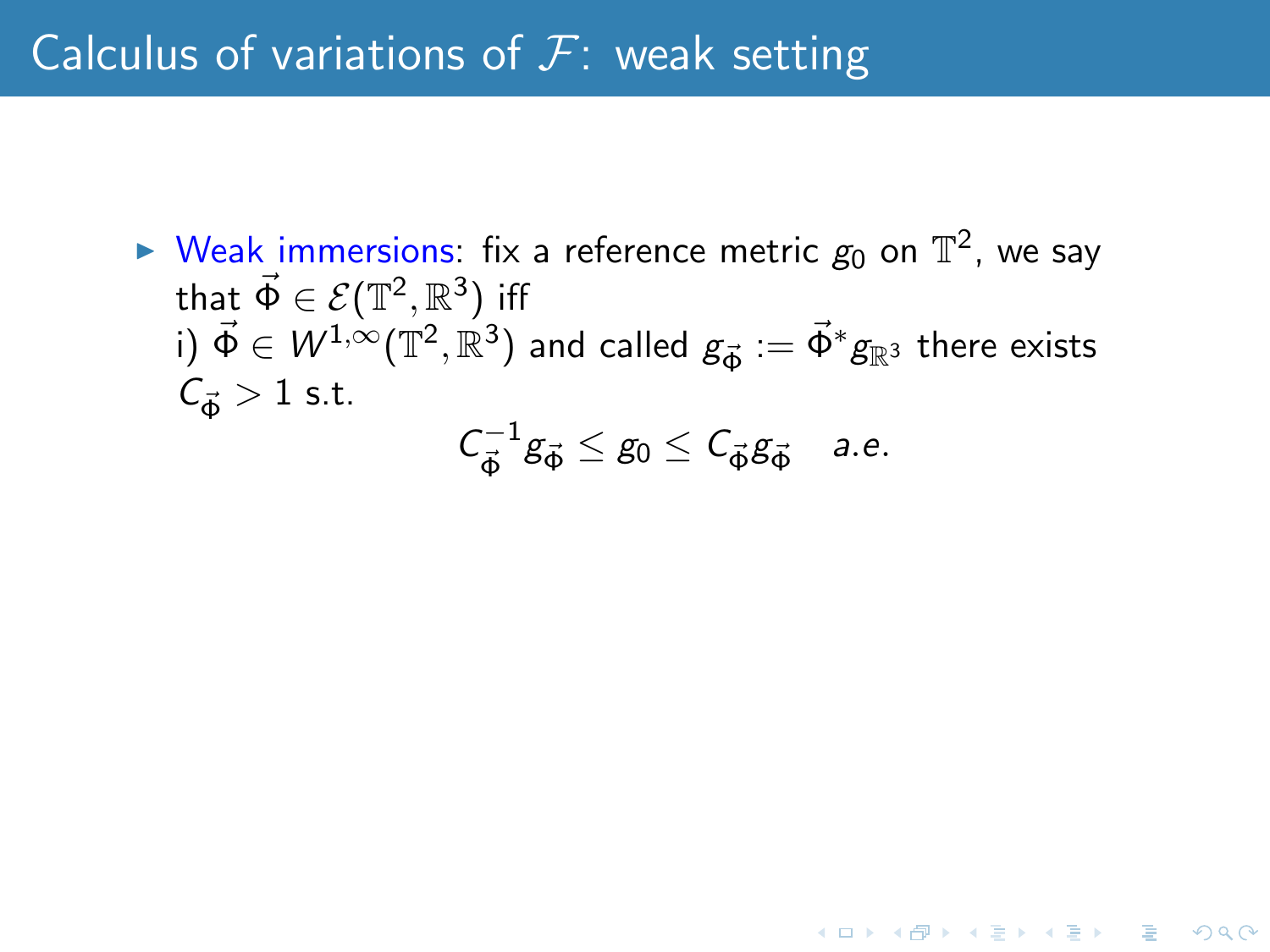# Calculus of variations of $\mathcal{F}$: weak setting

- Weak immersions: fix a reference metric $g_0$ on $\mathbb{T}^2$, we say that $\vec{\Phi} \in \mathcal{E}(\mathbb{T}^2, \mathbb{R}^3)$ iff
  i) $\vec{\Phi} \in W^{1,\infty}(\mathbb{T}^2, \mathbb{R}^3)$ and called $g_{\vec{\Phi}} := \vec{\Phi}^* g_{\mathbb{R}^3}$ there exists $C_{\vec{\Phi}} > 1$ s.t.

$$C_{\vec{\Phi}}^{-1} g_{\vec{\Phi}} \leq g_0 \leq C_{\vec{\Phi}} g_{\vec{\Phi}} \quad a.e.$$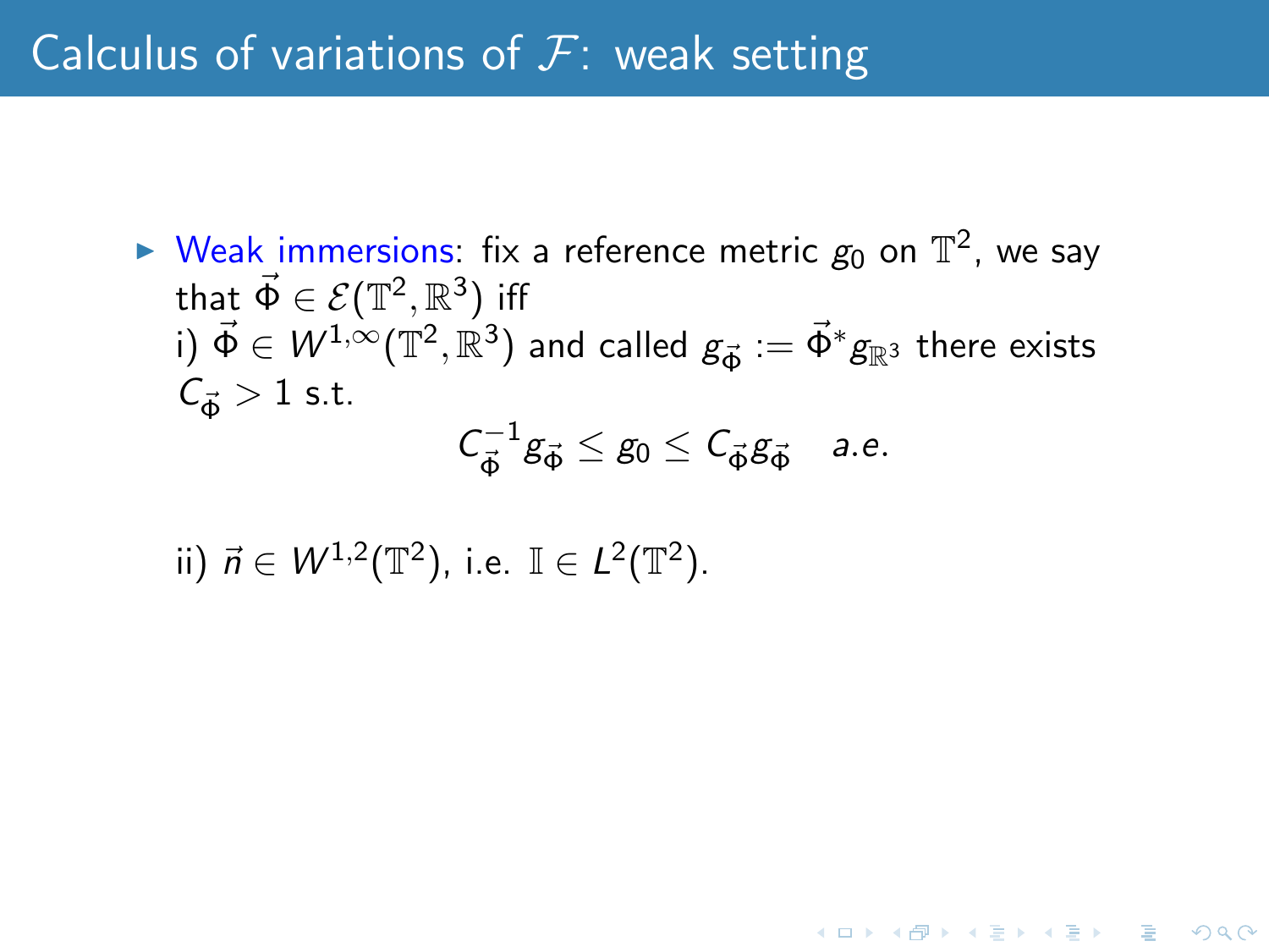# Calculus of variations of $\mathcal{F}$: weak setting

- Weak immersions: fix a reference metric $g_0$ on $\mathbb{T}^2$, we say that $\vec{\Phi} \in \mathcal{E}(\mathbb{T}^2, \mathbb{R}^3)$ iff
  i) $\vec{\Phi} \in W^{1,\infty}(\mathbb{T}^2, \mathbb{R}^3)$ and called $g_{\vec{\Phi}} := \vec{\Phi}^* g_{\mathbb{R}^3}$ there exists $C_{\vec{\Phi}} > 1$ s.t.

$$C_{\vec{\Phi}}^{-1} g_{\vec{\Phi}} \leq g_0 \leq C_{\vec{\Phi}} g_{\vec{\Phi}} \quad a.e.$$

  ii) $\vec{n} \in W^{1,2}(\mathbb{T}^2)$, i.e. $\mathbb{I} \in L^2(\mathbb{T}^2)$.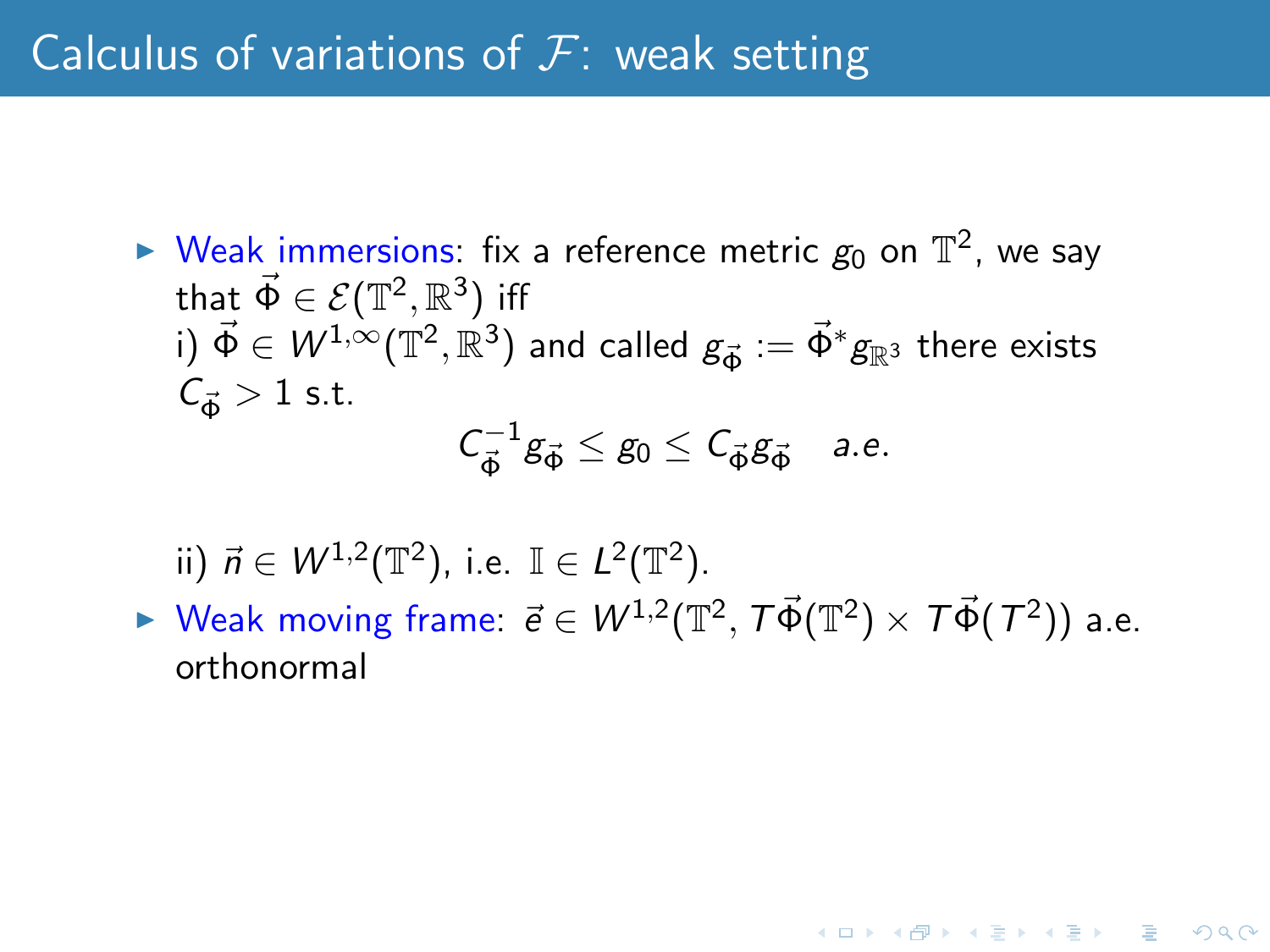# Calculus of variations of $\mathcal{F}$: weak setting

- Weak immersions: fix a reference metric $g_0$ on $\mathbb{T}^2$, we say that $\vec{\Phi} \in \mathcal{E}(\mathbb{T}^2, \mathbb{R}^3)$ iff
  i) $\vec{\Phi} \in W^{1,\infty}(\mathbb{T}^2, \mathbb{R}^3)$ and called $g_{\vec{\Phi}} := \vec{\Phi}^* g_{\mathbb{R}^3}$ there exists $C_{\vec{\Phi}} > 1$ s.t.

$$C_{\vec{\Phi}}^{-1} g_{\vec{\Phi}} \leq g_0 \leq C_{\vec{\Phi}} g_{\vec{\Phi}} \quad a.e.$$

  ii) $\vec{n} \in W^{1,2}(\mathbb{T}^2)$, i.e. $\mathbb{I} \in L^2(\mathbb{T}^2)$.
- Weak moving frame: $\vec{e} \in W^{1,2}(\mathbb{T}^2, T\vec{\Phi}(\mathbb{T}^2) \times T\vec{\Phi}(T^2))$ a.e. orthonormal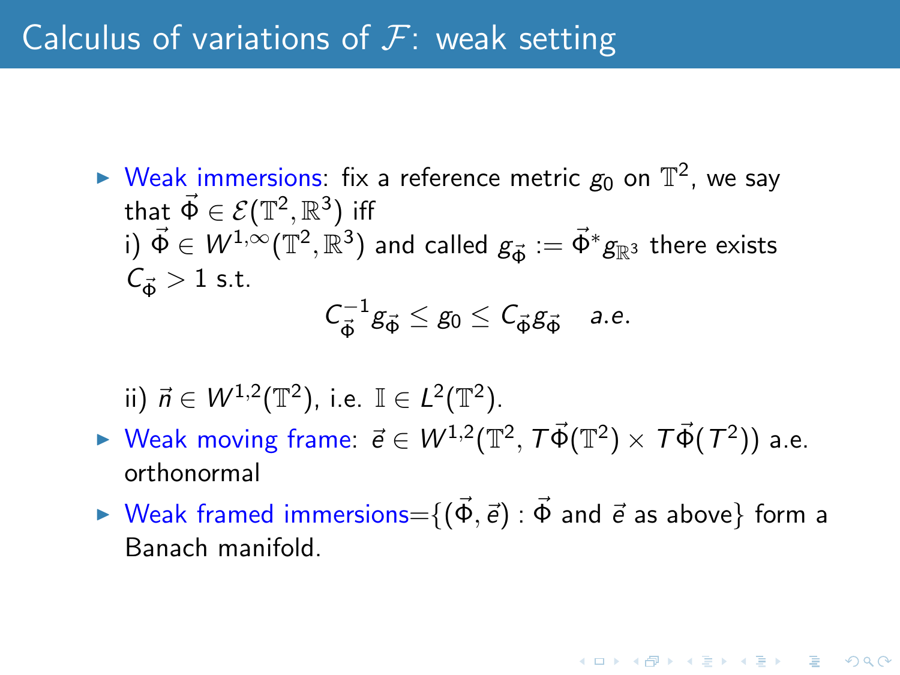# Calculus of variations of $\mathcal{F}$: weak setting

- Weak immersions: fix a reference metric $g_0$ on $\mathbb{T}^2$, we say that $\vec{\Phi} \in \mathcal{E}(\mathbb{T}^2, \mathbb{R}^3)$ iff
  i) $\vec{\Phi} \in W^{1,\infty}(\mathbb{T}^2, \mathbb{R}^3)$ and called $g_{\vec{\Phi}} := \vec{\Phi}^* g_{\mathbb{R}^3}$ there exists $C_{\vec{\Phi}} > 1$ s.t.
  $$C_{\vec{\Phi}}^{-1} g_{\vec{\Phi}} \leq g_0 \leq C_{\vec{\Phi}} g_{\vec{\Phi}} \quad a.e.$$
  ii) $\vec{n} \in W^{1,2}(\mathbb{T}^2)$, i.e. $\mathbb{I} \in L^2(\mathbb{T}^2)$.
- Weak moving frame: $\vec{e} \in W^{1,2}(\mathbb{T}^2, T\vec{\Phi}(\mathbb{T}^2) \times T\vec{\Phi}(T^2))$ a.e. orthonormal
- Weak framed immersions$=\{(\vec{\Phi}, \vec{e}) : \vec{\Phi}$ and $\vec{e}$ as above$\}$ form a Banach manifold.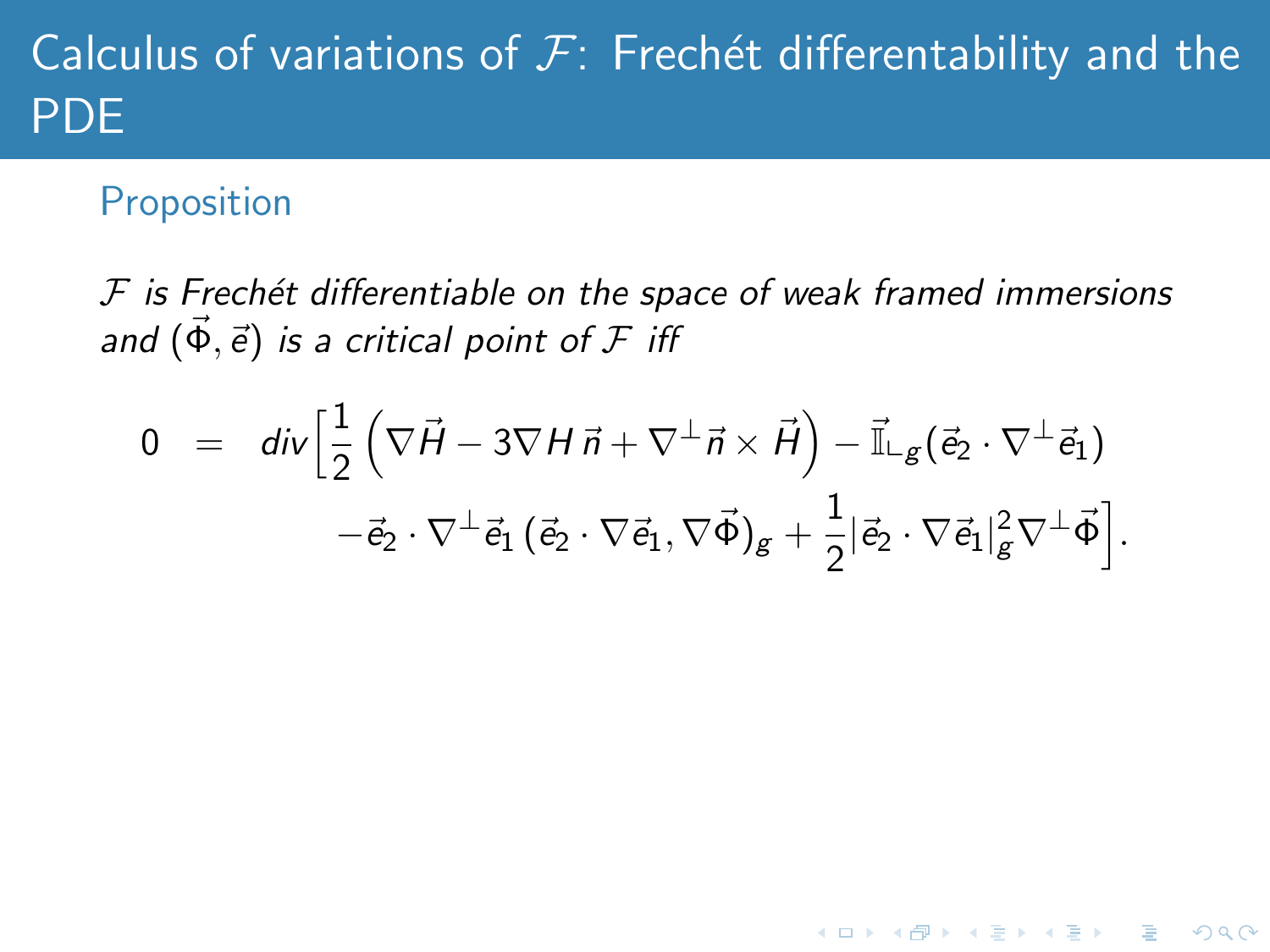# Calculus of variations of $\mathcal{F}$: Frechét differentability and the PDE

## Proposition

*$\mathcal{F}$ is Frechét differentiable on the space of weak framed immersions and $(\vec{\Phi}, \vec{e})$ is a critical point of $\mathcal{F}$ iff*

$$
\begin{aligned}
0 \;=\; & div\Big[\frac{1}{2}\left(\nabla \vec{H} - 3\nabla H\,\vec{n} + \nabla^{\perp}\vec{n} \times \vec{H}\right) - \vec{\mathbb{I}} \llcorner_g (\vec{e}_2 \cdot \nabla^{\perp}\vec{e}_1) \\
& -\vec{e}_2 \cdot \nabla^{\perp}\vec{e}_1\,(\vec{e}_2 \cdot \nabla \vec{e}_1, \nabla \vec{\Phi})_g + \frac{1}{2}|\vec{e}_2 \cdot \nabla \vec{e}_1|_g^2 \nabla^{\perp}\vec{\Phi}\Big].
\end{aligned}
$$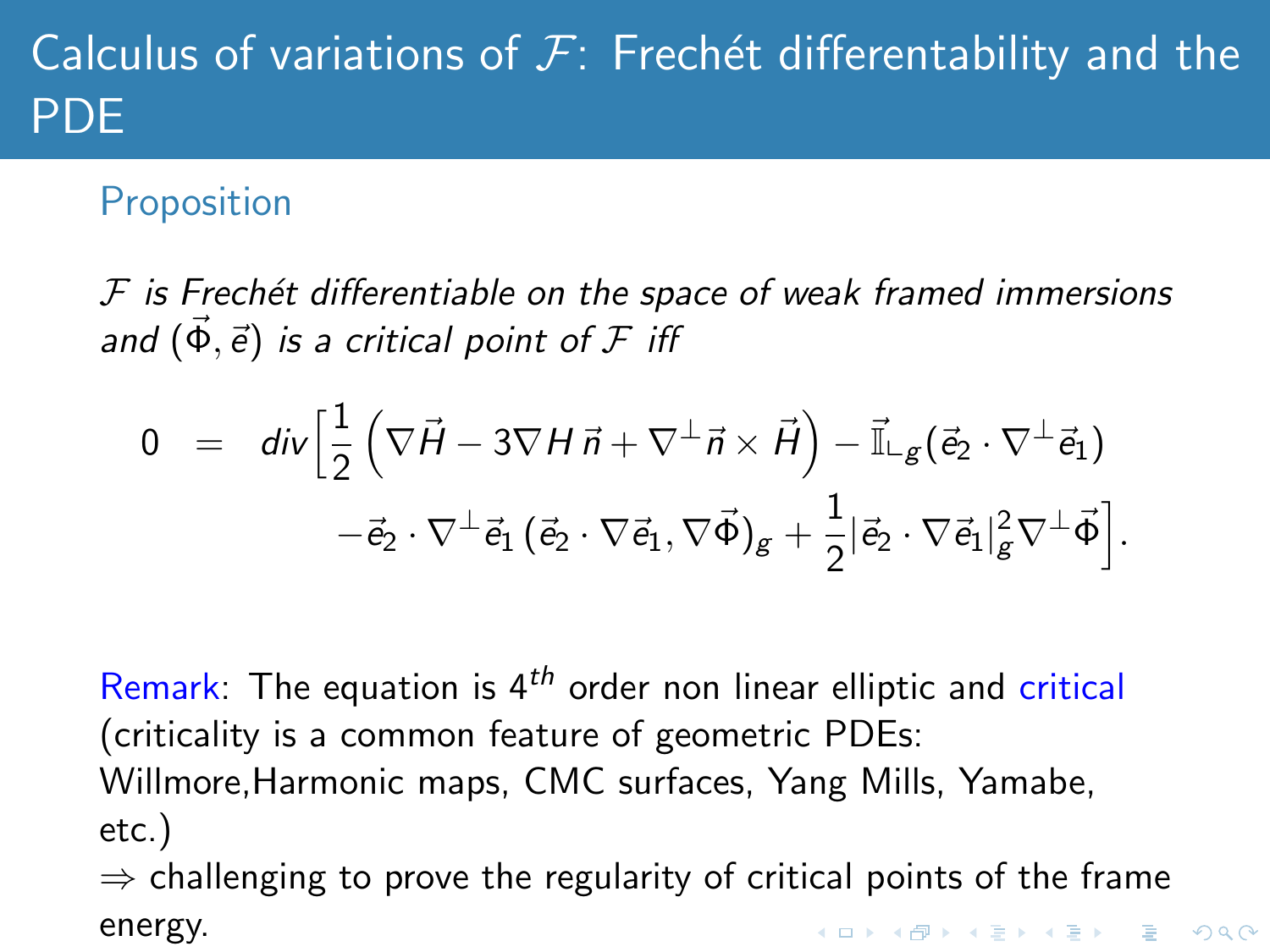# Calculus of variations of $\mathcal{F}$: Frechét differentability and the PDE

**Proposition**

*$\mathcal{F}$ is Frechét differentiable on the space of weak framed immersions and $(\vec{\Phi}, \vec{e})$ is a critical point of $\mathcal{F}$ iff*

$$
\begin{aligned}
0 \;\; = \;\; div\Big[ & \frac{1}{2}\left(\nabla \vec{H} - 3\nabla H\, \vec{n} + \nabla^{\perp}\vec{n} \times \vec{H}\right) - \vec{\mathbb{I}} \llcorner_g (\vec{e}_2 \cdot \nabla^{\perp} \vec{e}_1) \\
& - \vec{e}_2 \cdot \nabla^{\perp} \vec{e}_1 \, (\vec{e}_2 \cdot \nabla \vec{e}_1, \nabla \vec{\Phi})_g + \frac{1}{2} |\vec{e}_2 \cdot \nabla \vec{e}_1|_g^2 \nabla^{\perp} \vec{\Phi} \Big].
\end{aligned}
$$

Remark: The equation is $4^{th}$ order non linear elliptic and critical (criticality is a common feature of geometric PDEs: Willmore,Harmonic maps, CMC surfaces, Yang Mills, Yamabe, etc.)

$\Rightarrow$ challenging to prove the regularity of critical points of the frame energy.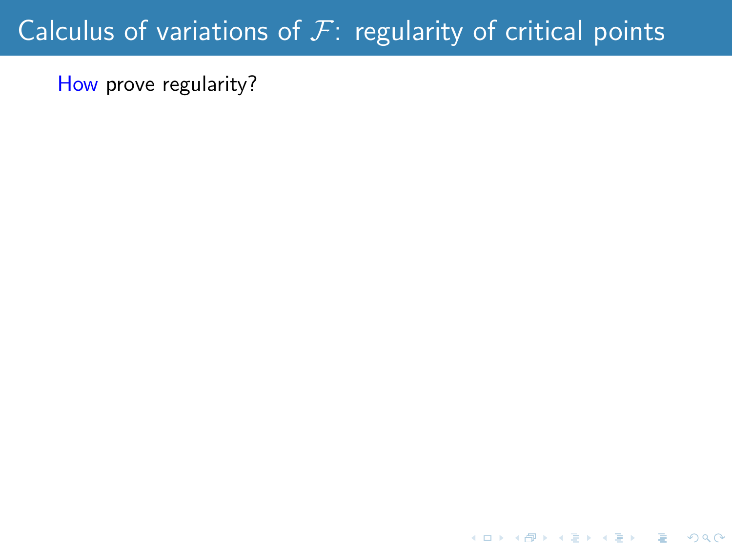# Calculus of variations of $\mathcal{F}$: regularity of critical points

How prove regularity?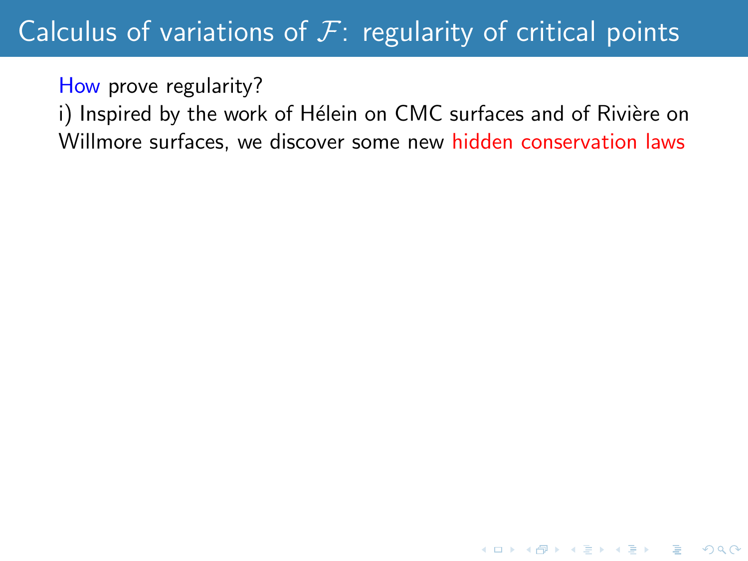# Calculus of variations of $\mathcal{F}$: regularity of critical points

How prove regularity?

i) Inspired by the work of Hélein on CMC surfaces and of Rivière on Willmore surfaces, we discover some new hidden conservation laws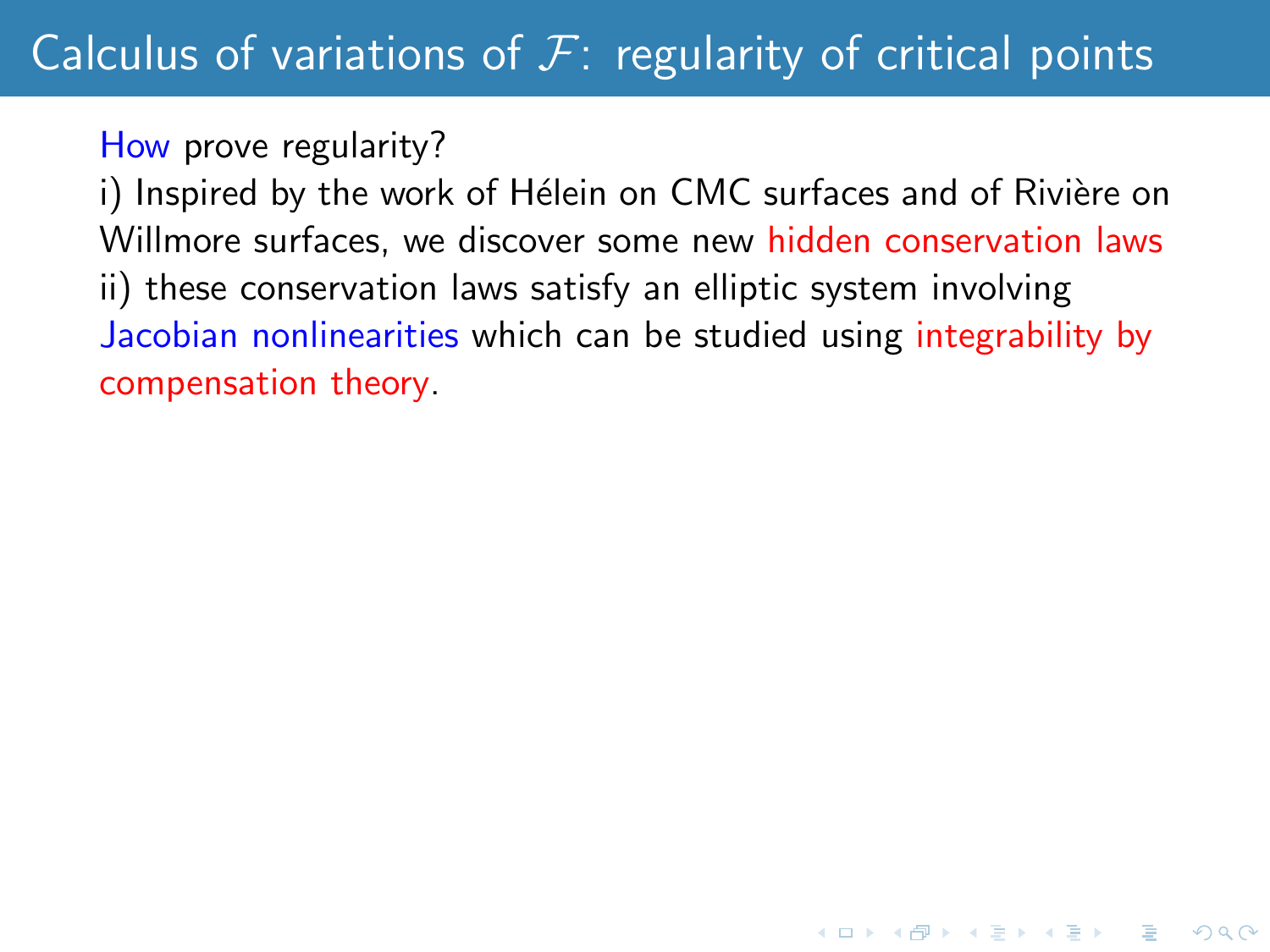# Calculus of variations of $\mathcal{F}$: regularity of critical points

How prove regularity?

i) Inspired by the work of Hélein on CMC surfaces and of Rivière on Willmore surfaces, we discover some new hidden conservation laws

ii) these conservation laws satisfy an elliptic system involving Jacobian nonlinearities which can be studied using integrability by compensation theory.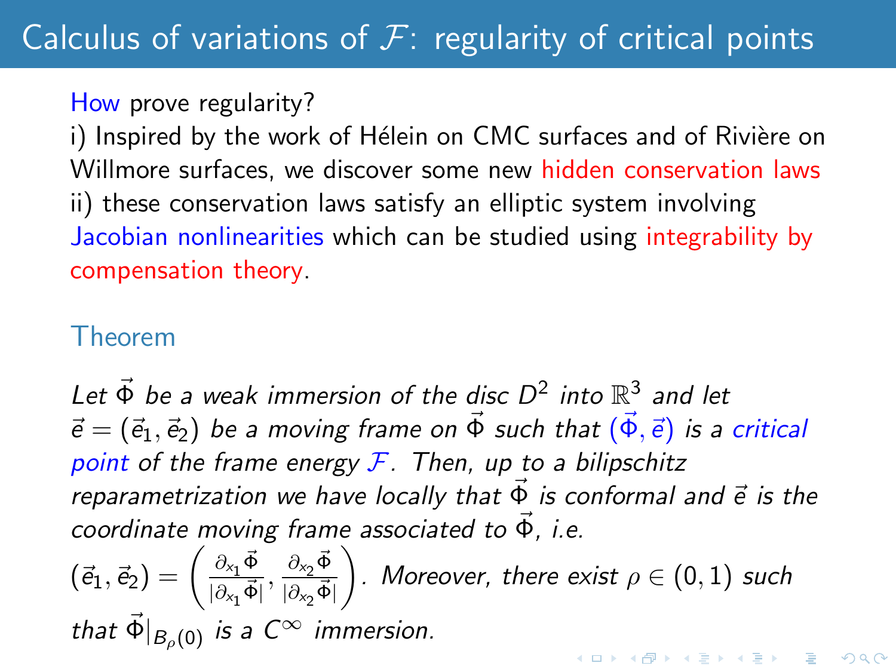# Calculus of variations of $\mathcal{F}$: regularity of critical points

How prove regularity?

i) Inspired by the work of Hélein on CMC surfaces and of Rivière on Willmore surfaces, we discover some new hidden conservation laws

ii) these conservation laws satisfy an elliptic system involving Jacobian nonlinearities which can be studied using integrability by compensation theory.

### Theorem

*Let $\vec{\Phi}$ be a weak immersion of the disc $D^2$ into $\mathbb{R}^3$ and let $\vec{e} = (\vec{e}_1, \vec{e}_2)$ be a moving frame on $\vec{\Phi}$ such that $(\vec{\Phi}, \vec{e})$ is a critical point of the frame energy $\mathcal{F}$. Then, up to a bilipschitz reparametrization we have locally that $\vec{\Phi}$ is conformal and $\vec{e}$ is the coordinate moving frame associated to $\vec{\Phi}$, i.e. $(\vec{e}_1, \vec{e}_2) = \left( \frac{\partial_{x_1}\vec{\Phi}}{|\partial_{x_1}\vec{\Phi}|}, \frac{\partial_{x_2}\vec{\Phi}}{|\partial_{x_2}\vec{\Phi}|} \right)$. Moreover, there exist $\rho \in (0,1)$ such that $\vec{\Phi}|_{B_\rho(0)}$ is a $C^\infty$ immersion.*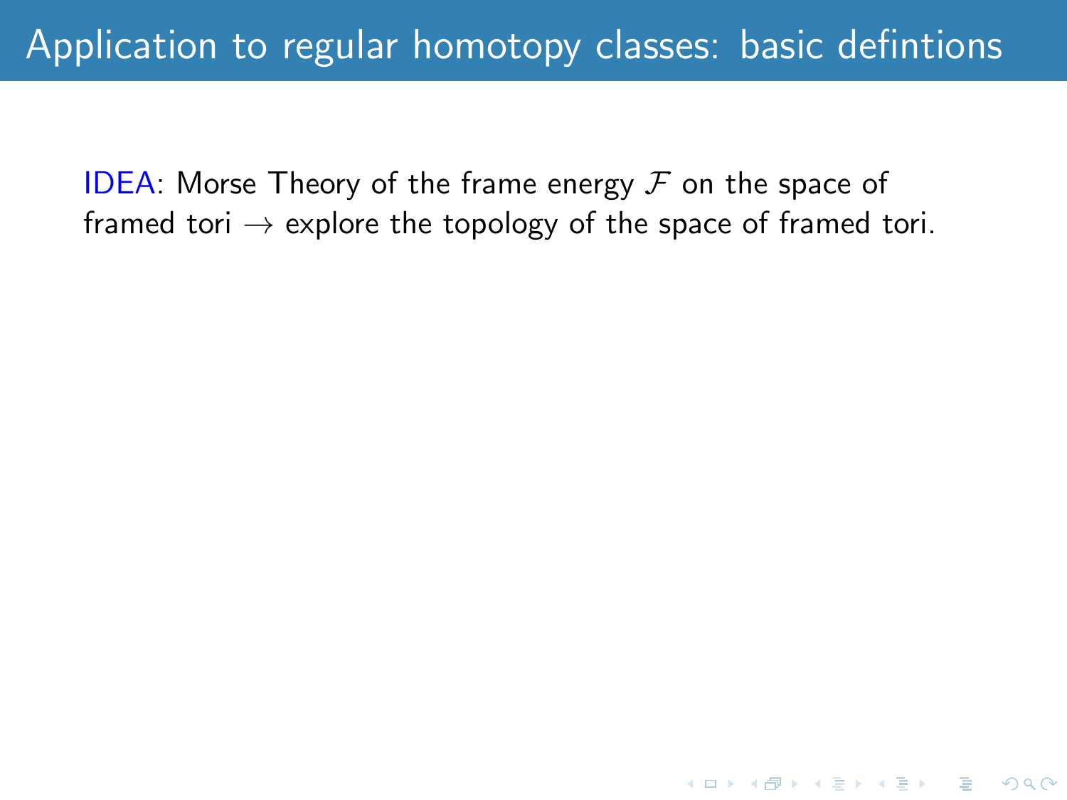# Application to regular homotopy classes: basic defintions

IDEA: Morse Theory of the frame energy $\mathcal{F}$ on the space of framed tori $\rightarrow$ explore the topology of the space of framed tori.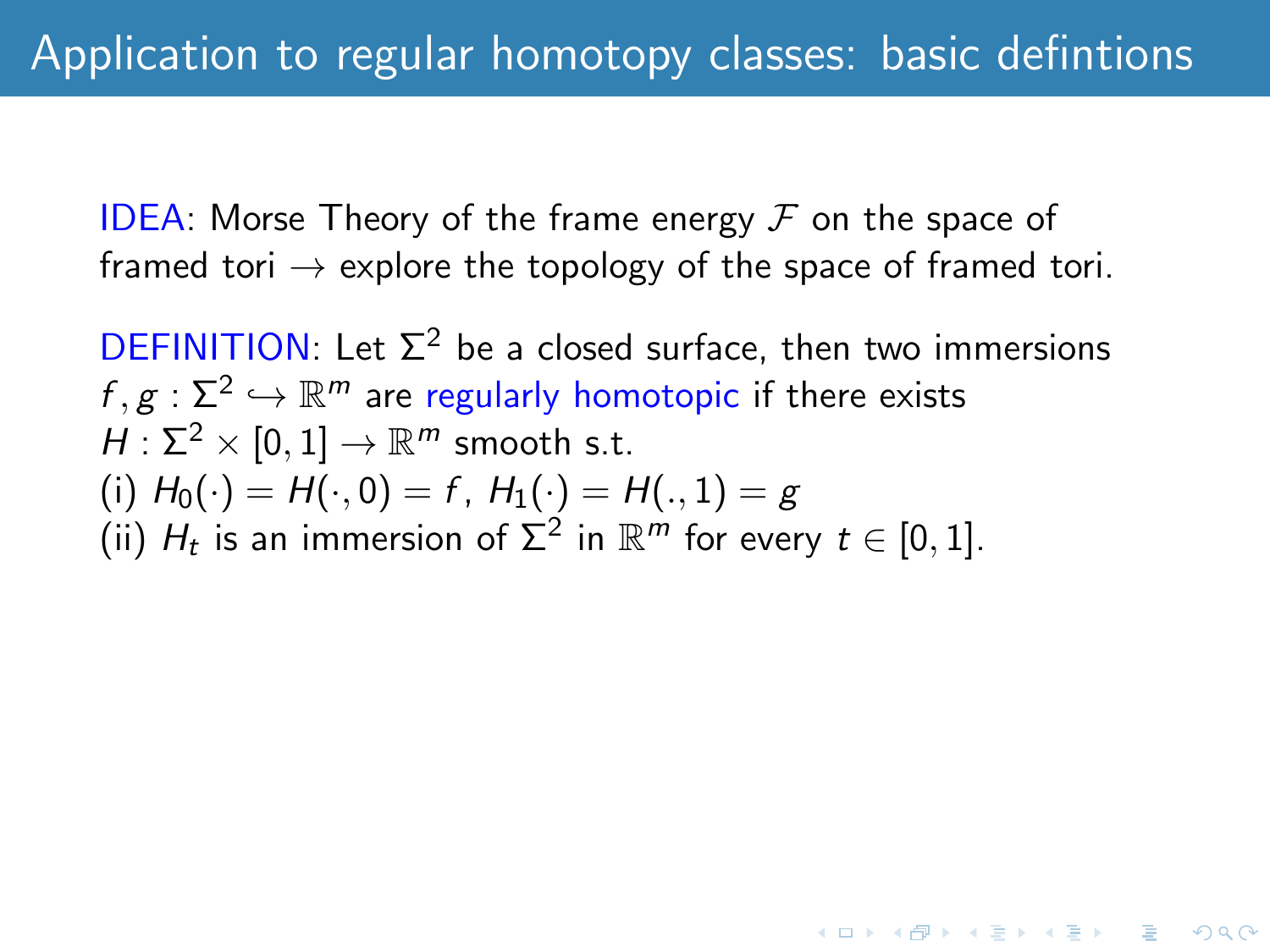# Application to regular homotopy classes: basic defintions

IDEA: Morse Theory of the frame energy $\mathcal{F}$ on the space of framed tori → explore the topology of the space of framed tori.

DEFINITION: Let $\Sigma^2$ be a closed surface, then two immersions $f, g : \Sigma^2 \hookrightarrow \mathbb{R}^m$ are regularly homotopic if there exists $H : \Sigma^2 \times [0, 1] \to \mathbb{R}^m$ smooth s.t.

(i) $H_0(\cdot) = H(\cdot, 0) = f$, $H_1(\cdot) = H(., 1) = g$

(ii) $H_t$ is an immersion of $\Sigma^2$ in $\mathbb{R}^m$ for every $t \in [0, 1]$.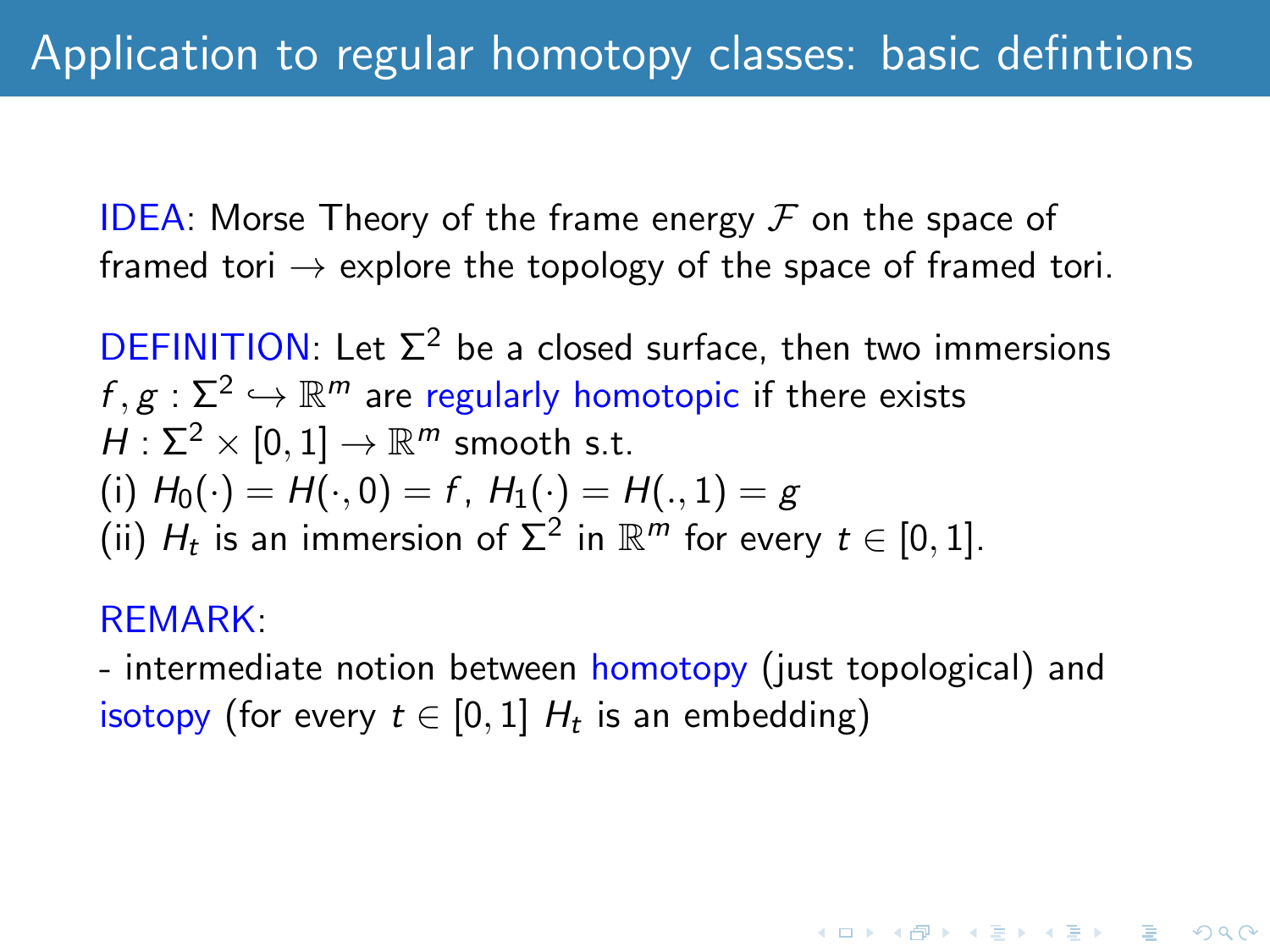# Application to regular homotopy classes: basic defintions

IDEA: Morse Theory of the frame energy $\mathcal{F}$ on the space of framed tori $\rightarrow$ explore the topology of the space of framed tori.

DEFINITION: Let $\Sigma^2$ be a closed surface, then two immersions $f, g : \Sigma^2 \hookrightarrow \mathbb{R}^m$ are regularly homotopic if there exists $H : \Sigma^2 \times [0,1] \rightarrow \mathbb{R}^m$ smooth s.t.
(i) $H_0(\cdot) = H(\cdot, 0) = f$, $H_1(\cdot) = H(., 1) = g$
(ii) $H_t$ is an immersion of $\Sigma^2$ in $\mathbb{R}^m$ for every $t \in [0,1]$.

REMARK:
- intermediate notion between homotopy (just topological) and isotopy (for every $t \in [0,1]$ $H_t$ is an embedding)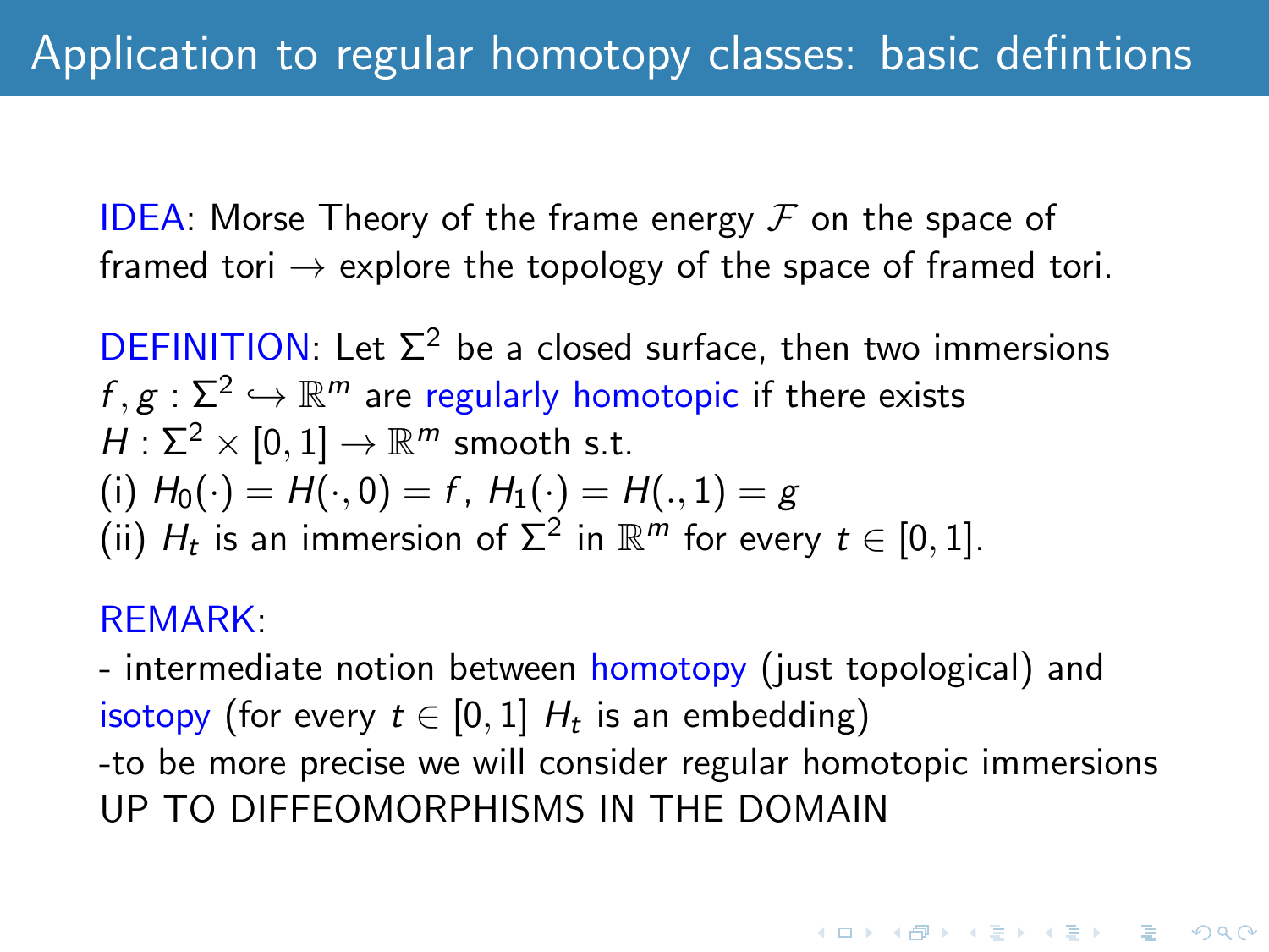# Application to regular homotopy classes: basic defintions

IDEA: Morse Theory of the frame energy $\mathcal{F}$ on the space of framed tori $\rightarrow$ explore the topology of the space of framed tori.

DEFINITION: Let $\Sigma^2$ be a closed surface, then two immersions $f, g : \Sigma^2 \hookrightarrow \mathbb{R}^m$ are regularly homotopic if there exists $H : \Sigma^2 \times [0,1] \rightarrow \mathbb{R}^m$ smooth s.t.
(i) $H_0(\cdot) = H(\cdot, 0) = f$, $H_1(\cdot) = H(., 1) = g$
(ii) $H_t$ is an immersion of $\Sigma^2$ in $\mathbb{R}^m$ for every $t \in [0,1]$.

REMARK:
- intermediate notion between homotopy (just topological) and isotopy (for every $t \in [0,1]$ $H_t$ is an embedding)
-to be more precise we will consider regular homotopic immersions UP TO DIFFEOMORPHISMS IN THE DOMAIN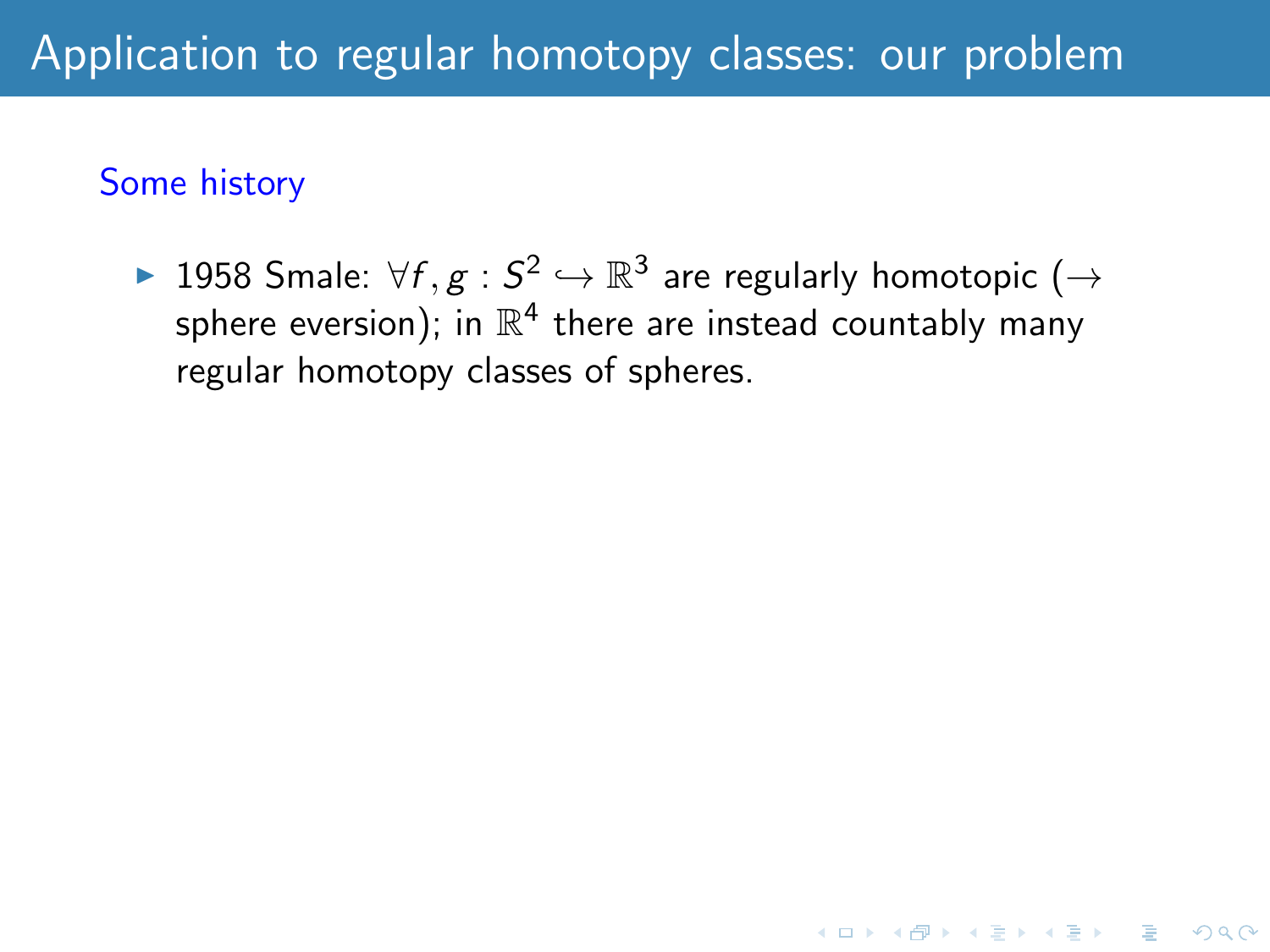# Application to regular homotopy classes: our problem

Some history

- 1958 Smale: $\forall f, g : S^2 \hookrightarrow \mathbb{R}^3$ are regularly homotopic ($\rightarrow$ sphere eversion); in $\mathbb{R}^4$ there are instead countably many regular homotopy classes of spheres.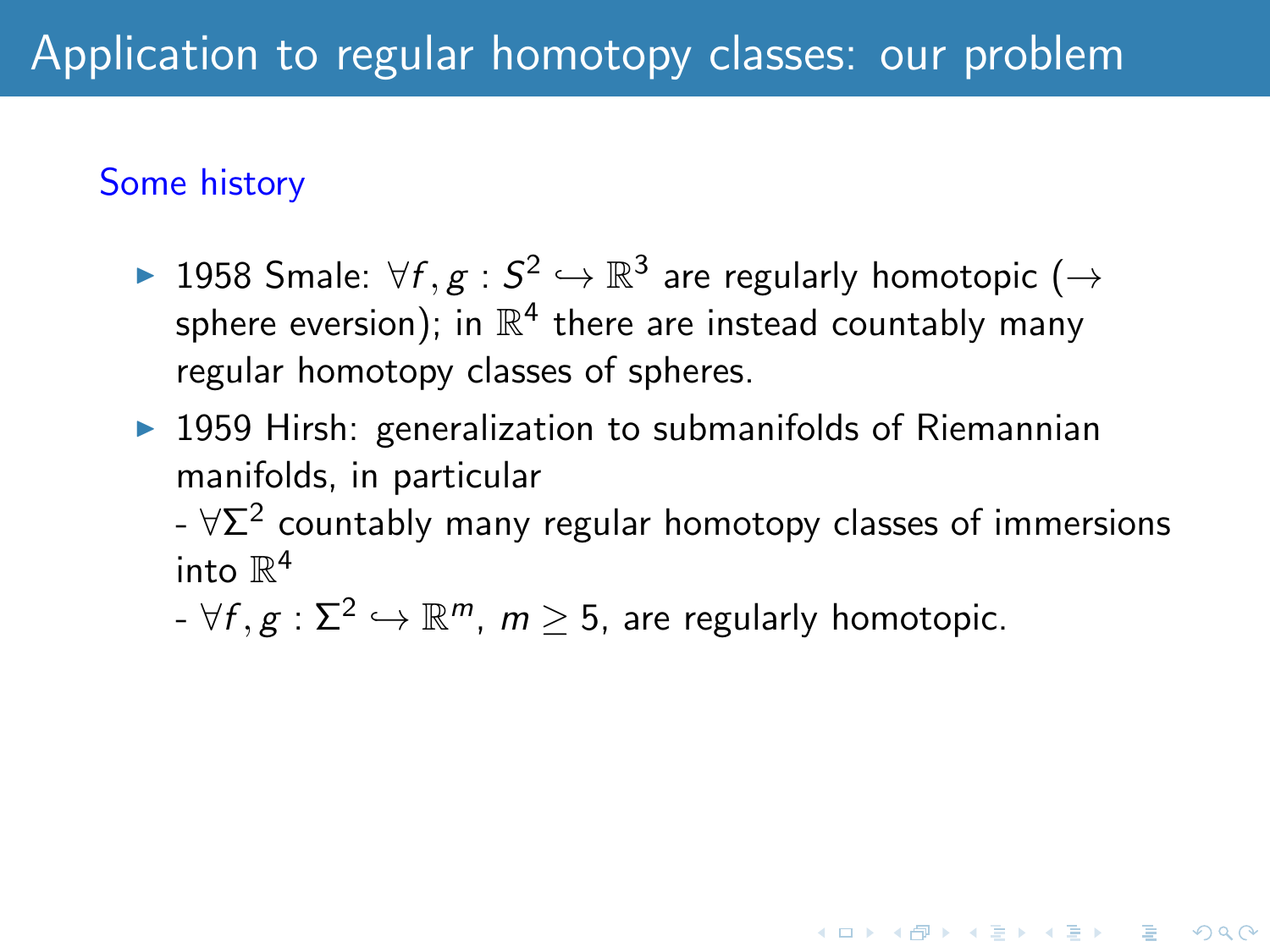# Application to regular homotopy classes: our problem

Some history

- 1958 Smale: $\forall f, g : S^2 \hookrightarrow \mathbb{R}^3$ are regularly homotopic ($\rightarrow$ sphere eversion); in $\mathbb{R}^4$ there are instead countably many regular homotopy classes of spheres.
- 1959 Hirsh: generalization to submanifolds of Riemannian manifolds, in particular
  - $\forall \Sigma^2$ countably many regular homotopy classes of immersions into $\mathbb{R}^4$
  - $\forall f, g : \Sigma^2 \hookrightarrow \mathbb{R}^m$, $m \geq 5$, are regularly homotopic.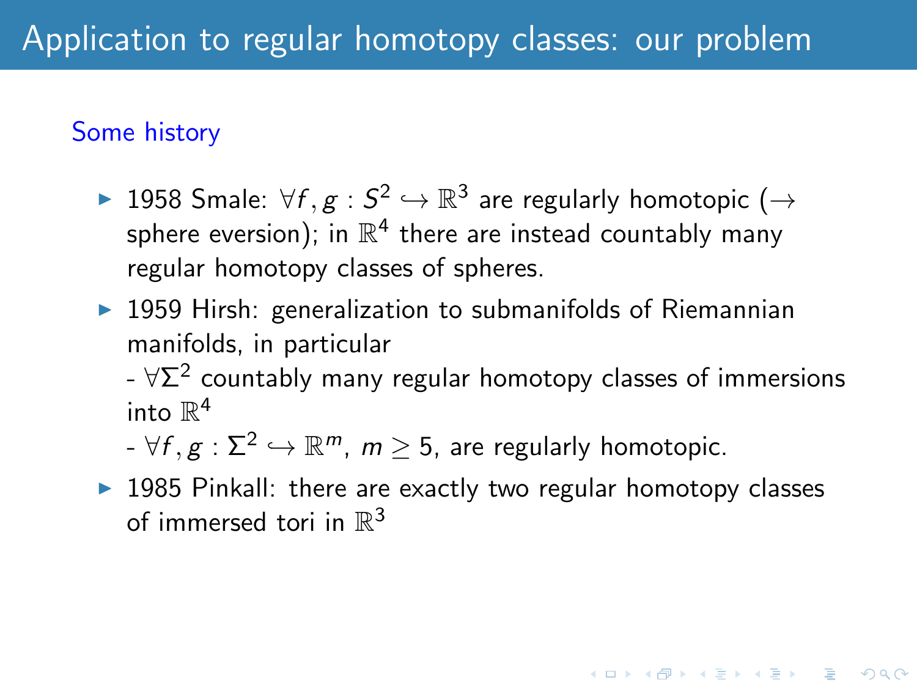# Application to regular homotopy classes: our problem

## Some history

- 1958 Smale: $\forall f, g : S^2 \hookrightarrow \mathbb{R}^3$ are regularly homotopic ($\rightarrow$ sphere eversion); in $\mathbb{R}^4$ there are instead countably many regular homotopy classes of spheres.
- 1959 Hirsh: generalization to submanifolds of Riemannian manifolds, in particular
  - $\forall \Sigma^2$ countably many regular homotopy classes of immersions into $\mathbb{R}^4$
  - $\forall f, g : \Sigma^2 \hookrightarrow \mathbb{R}^m$, $m \geq 5$, are regularly homotopic.
- 1985 Pinkall: there are exactly two regular homotopy classes of immersed tori in $\mathbb{R}^3$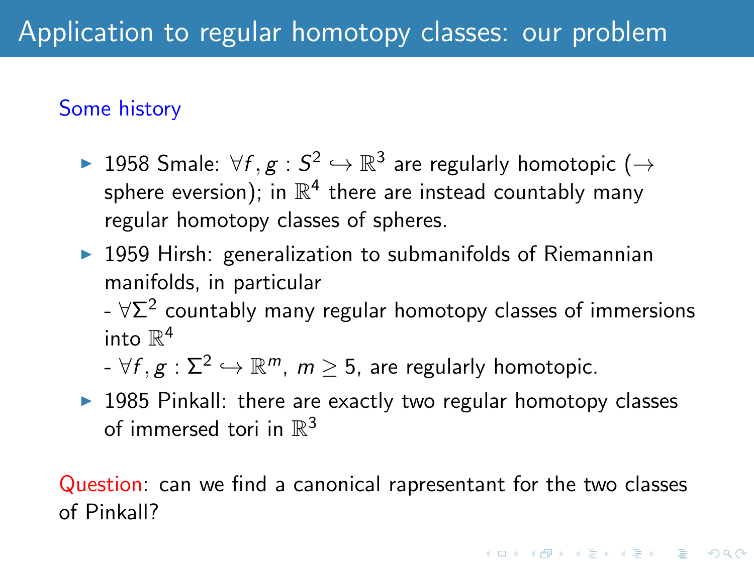# Application to regular homotopy classes: our problem

Some history

- 1958 Smale: $\forall f, g : S^2 \hookrightarrow \mathbb{R}^3$ are regularly homotopic ($\rightarrow$ sphere eversion); in $\mathbb{R}^4$ there are instead countably many regular homotopy classes of spheres.
- 1959 Hirsh: generalization to submanifolds of Riemannian manifolds, in particular
  - $\forall \Sigma^2$ countably many regular homotopy classes of immersions into $\mathbb{R}^4$
  - $\forall f, g : \Sigma^2 \hookrightarrow \mathbb{R}^m$, $m \geq 5$, are regularly homotopic.
- 1985 Pinkall: there are exactly two regular homotopy classes of immersed tori in $\mathbb{R}^3$

Question: can we find a canonical rapresentant for the two classes of Pinkall?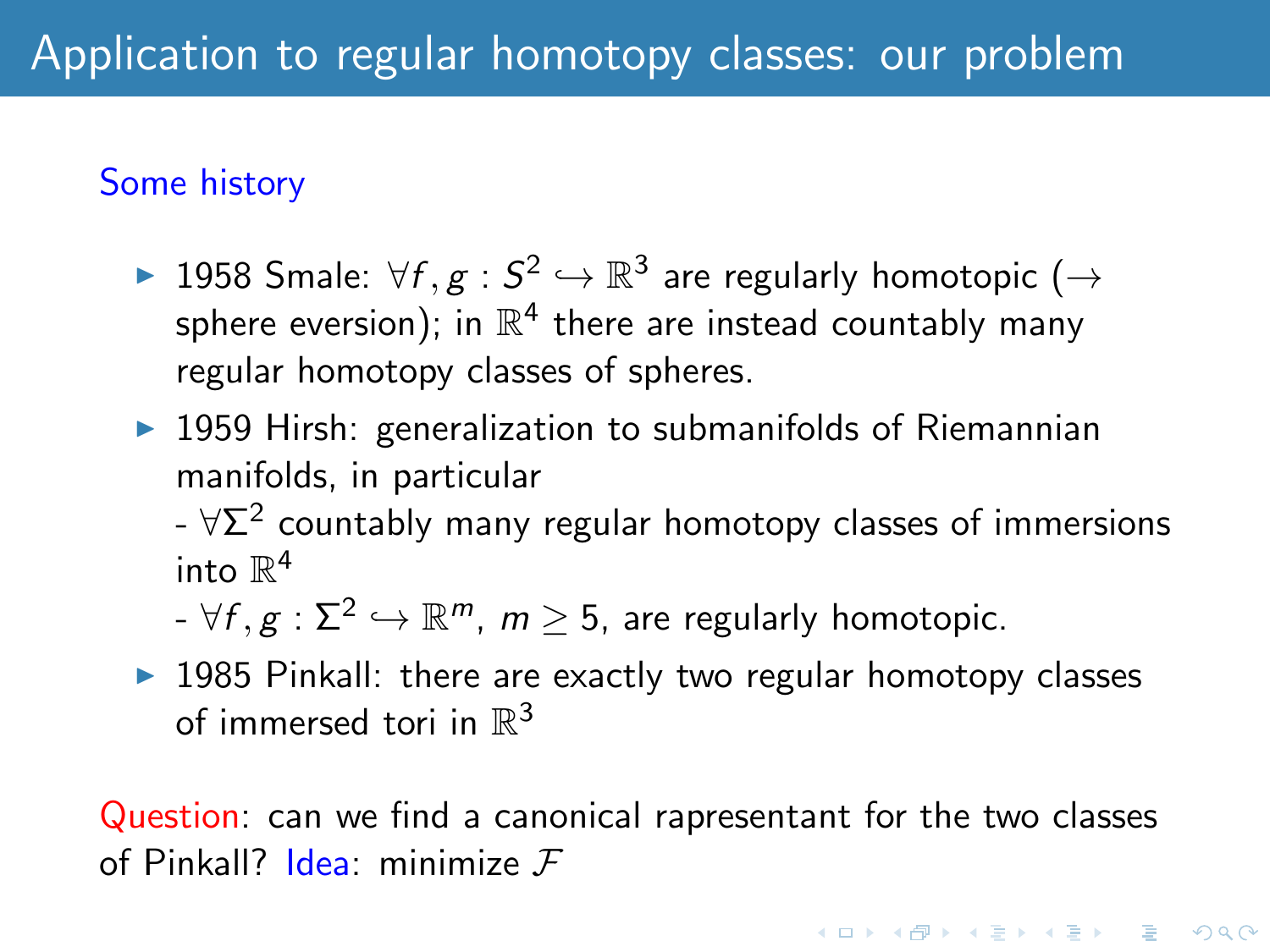# Application to regular homotopy classes: our problem

Some history

- 1958 Smale: $\forall f, g : S^2 \hookrightarrow \mathbb{R}^3$ are regularly homotopic ($\rightarrow$ sphere eversion); in $\mathbb{R}^4$ there are instead countably many regular homotopy classes of spheres.
- 1959 Hirsh: generalization to submanifolds of Riemannian manifolds, in particular
  - $\forall \Sigma^2$ countably many regular homotopy classes of immersions into $\mathbb{R}^4$
  - $\forall f, g : \Sigma^2 \hookrightarrow \mathbb{R}^m$, $m \geq 5$, are regularly homotopic.
- 1985 Pinkall: there are exactly two regular homotopy classes of immersed tori in $\mathbb{R}^3$

Question: can we find a canonical rapresentant for the two classes of Pinkall? Idea: minimize $\mathcal{F}$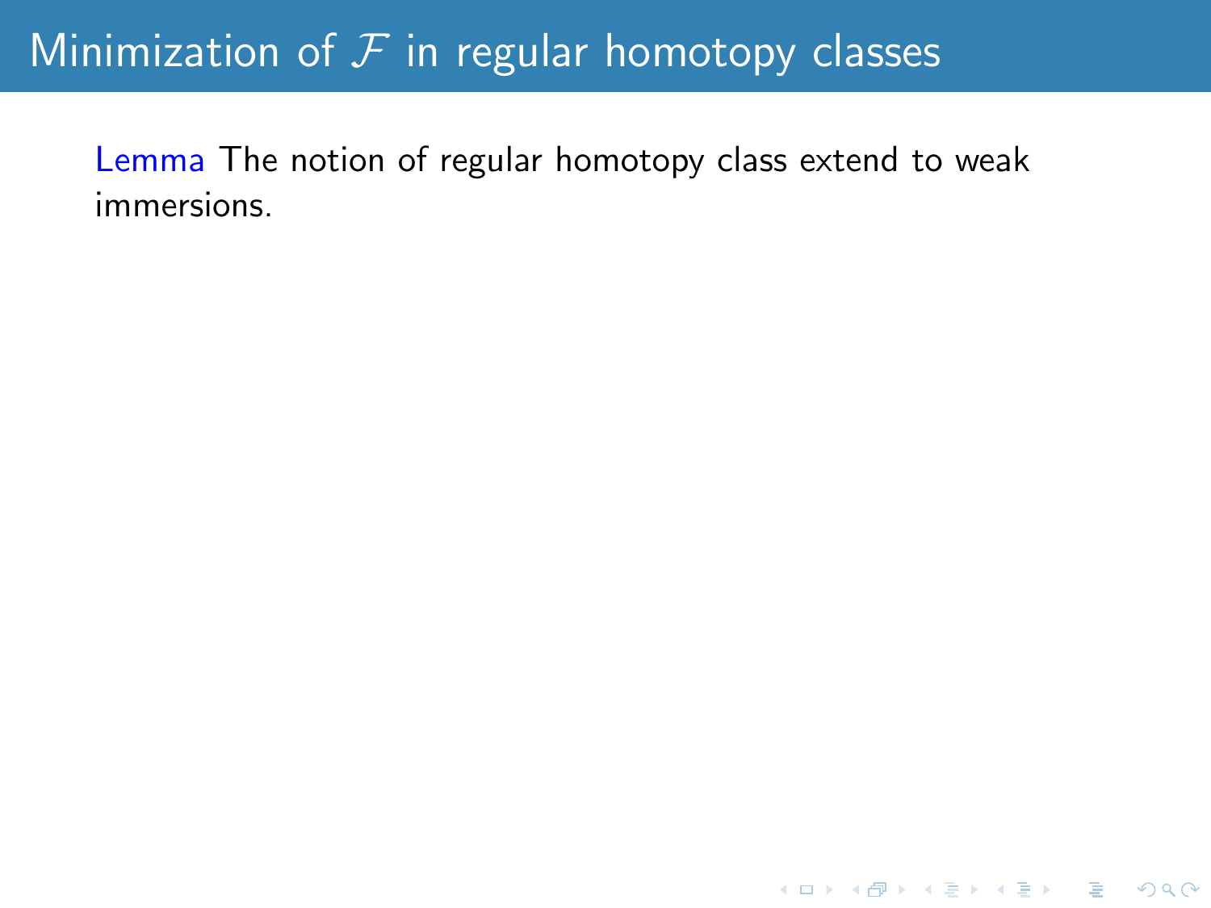# Minimization of $\mathcal{F}$ in regular homotopy classes

Lemma The notion of regular homotopy class extend to weak immersions.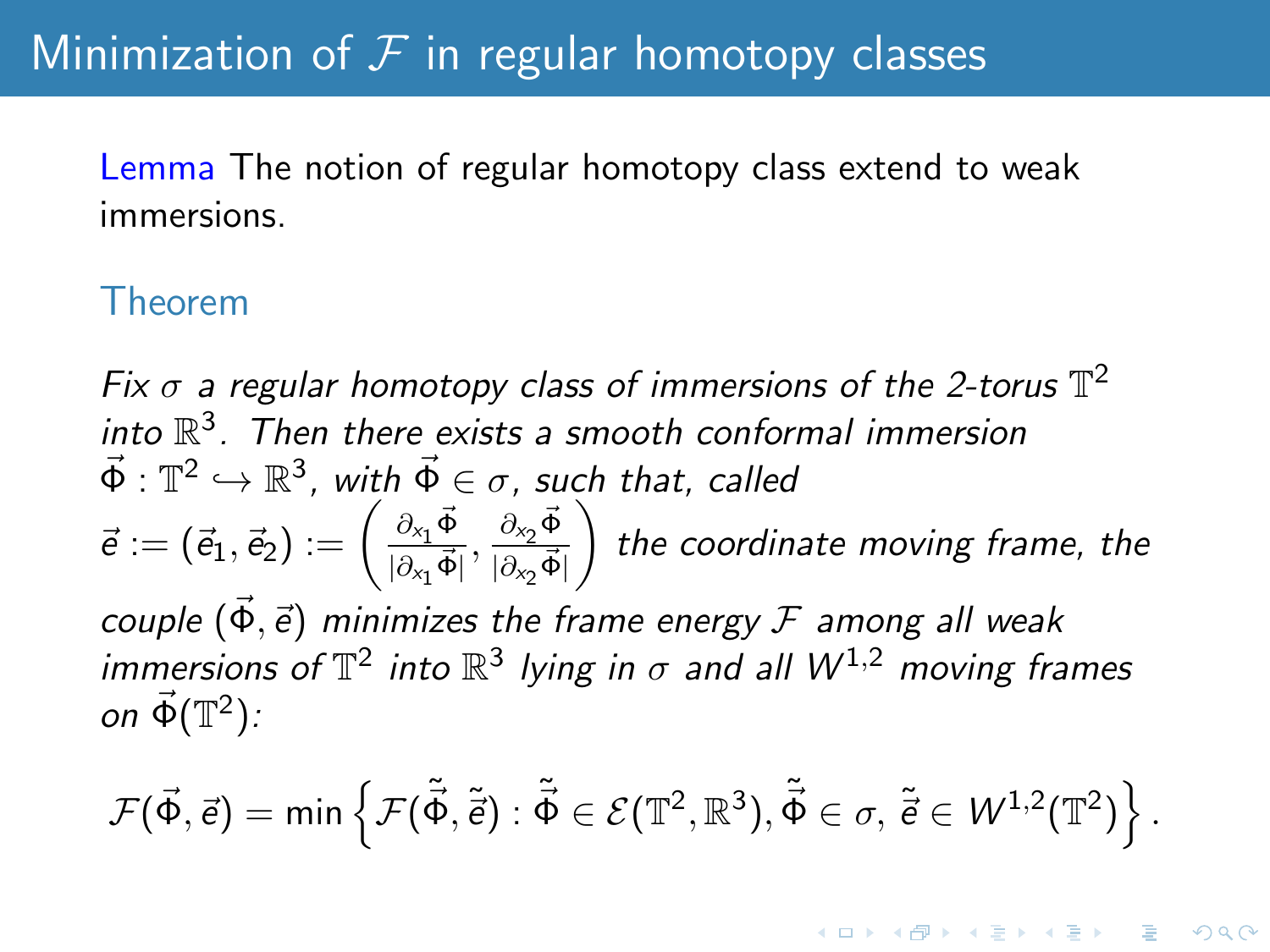# Minimization of $\mathcal{F}$ in regular homotopy classes

Lemma The notion of regular homotopy class extend to weak immersions.

### Theorem

*Fix $\sigma$ a regular homotopy class of immersions of the 2-torus $\mathbb{T}^2$ into $\mathbb{R}^3$. Then there exists a smooth conformal immersion $\vec{\Phi} : \mathbb{T}^2 \hookrightarrow \mathbb{R}^3$, with $\vec{\Phi} \in \sigma$, such that, called $\vec{e} := (\vec{e}_1, \vec{e}_2) := \left( \frac{\partial_{x_1}\vec{\Phi}}{|\partial_{x_1}\vec{\Phi}|}, \frac{\partial_{x_2}\vec{\Phi}}{|\partial_{x_2}\vec{\Phi}|} \right)$ the coordinate moving frame, the couple $(\vec{\Phi}, \vec{e})$ minimizes the frame energy $\mathcal{F}$ among all weak immersions of $\mathbb{T}^2$ into $\mathbb{R}^3$ lying in $\sigma$ and all $W^{1,2}$ moving frames on $\vec{\Phi}(\mathbb{T}^2)$:*

$$\mathcal{F}(\vec{\Phi}, \vec{e}) = \min \left\{ \mathcal{F}(\tilde{\vec{\Phi}}, \tilde{\vec{e}}) : \tilde{\vec{\Phi}} \in \mathcal{E}(\mathbb{T}^2, \mathbb{R}^3), \tilde{\vec{\Phi}} \in \sigma, \, \tilde{\vec{e}} \in W^{1,2}(\mathbb{T}^2) \right\}.$$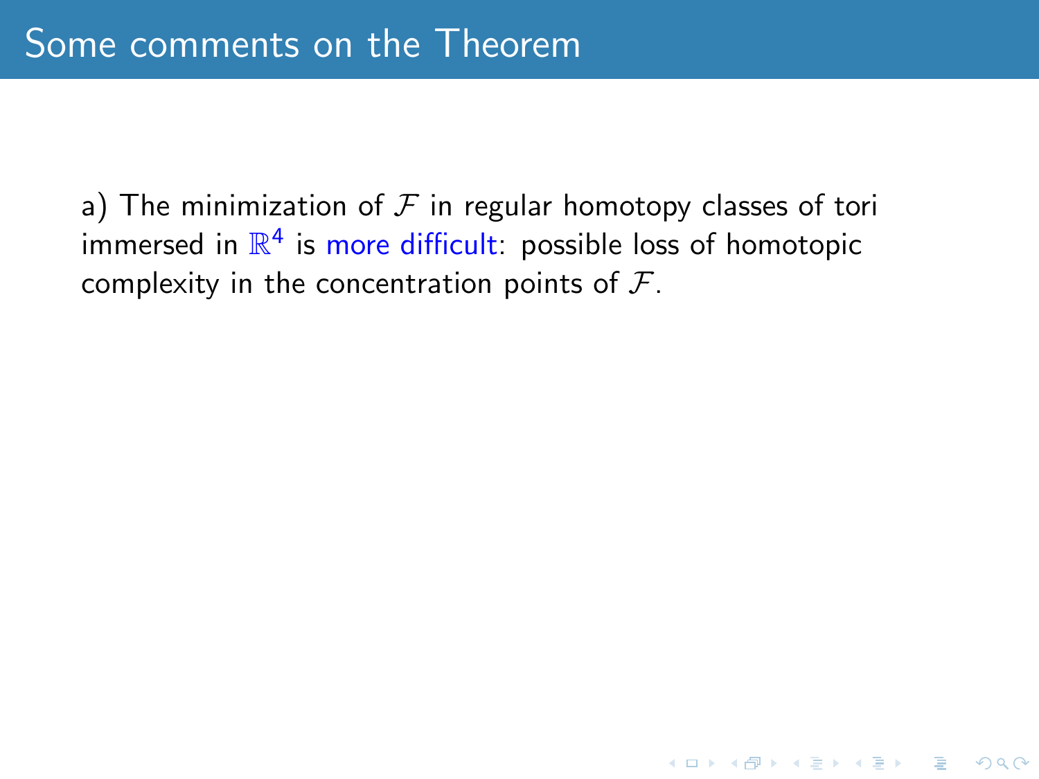## Some comments on the Theorem

a) The minimization of $\mathcal{F}$ in regular homotopy classes of tori immersed in $\mathbb{R}^4$ is more difficult: possible loss of homotopic complexity in the concentration points of $\mathcal{F}$.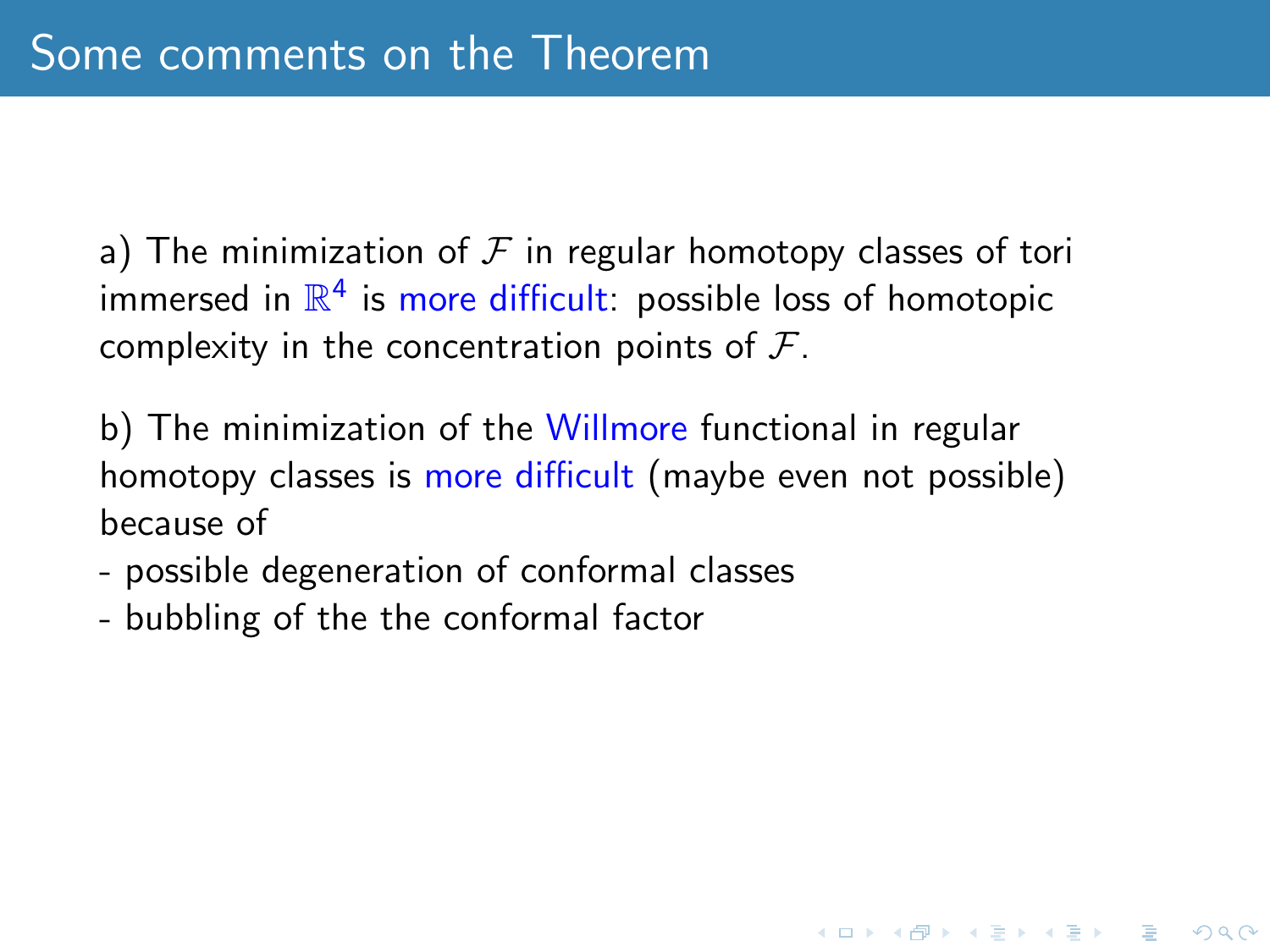# Some comments on the Theorem

a) The minimization of $\mathcal{F}$ in regular homotopy classes of tori immersed in $\mathbb{R}^4$ is more difficult: possible loss of homotopic complexity in the concentration points of $\mathcal{F}$.

b) The minimization of the Willmore functional in regular homotopy classes is more difficult (maybe even not possible) because of

- possible degeneration of conformal classes
- bubbling of the the conformal factor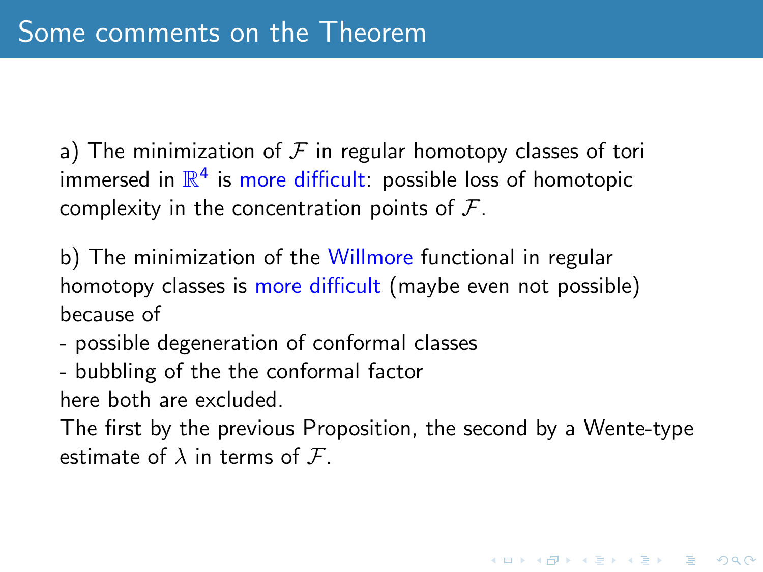# Some comments on the Theorem

a) The minimization of $\mathcal{F}$ in regular homotopy classes of tori immersed in $\mathbb{R}^4$ is more difficult: possible loss of homotopic complexity in the concentration points of $\mathcal{F}$.

b) The minimization of the Willmore functional in regular homotopy classes is more difficult (maybe even not possible) because of

- possible degeneration of conformal classes
- bubbling of the the conformal factor

here both are excluded.

The first by the previous Proposition, the second by a Wente-type estimate of $\lambda$ in terms of $\mathcal{F}$.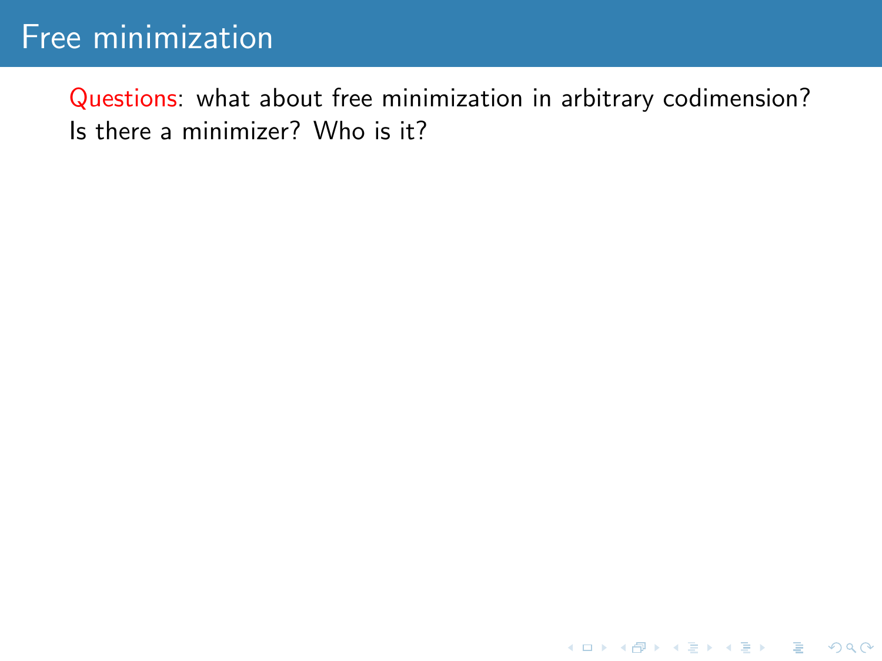# Free minimization

Questions: what about free minimization in arbitrary codimension? Is there a minimizer? Who is it?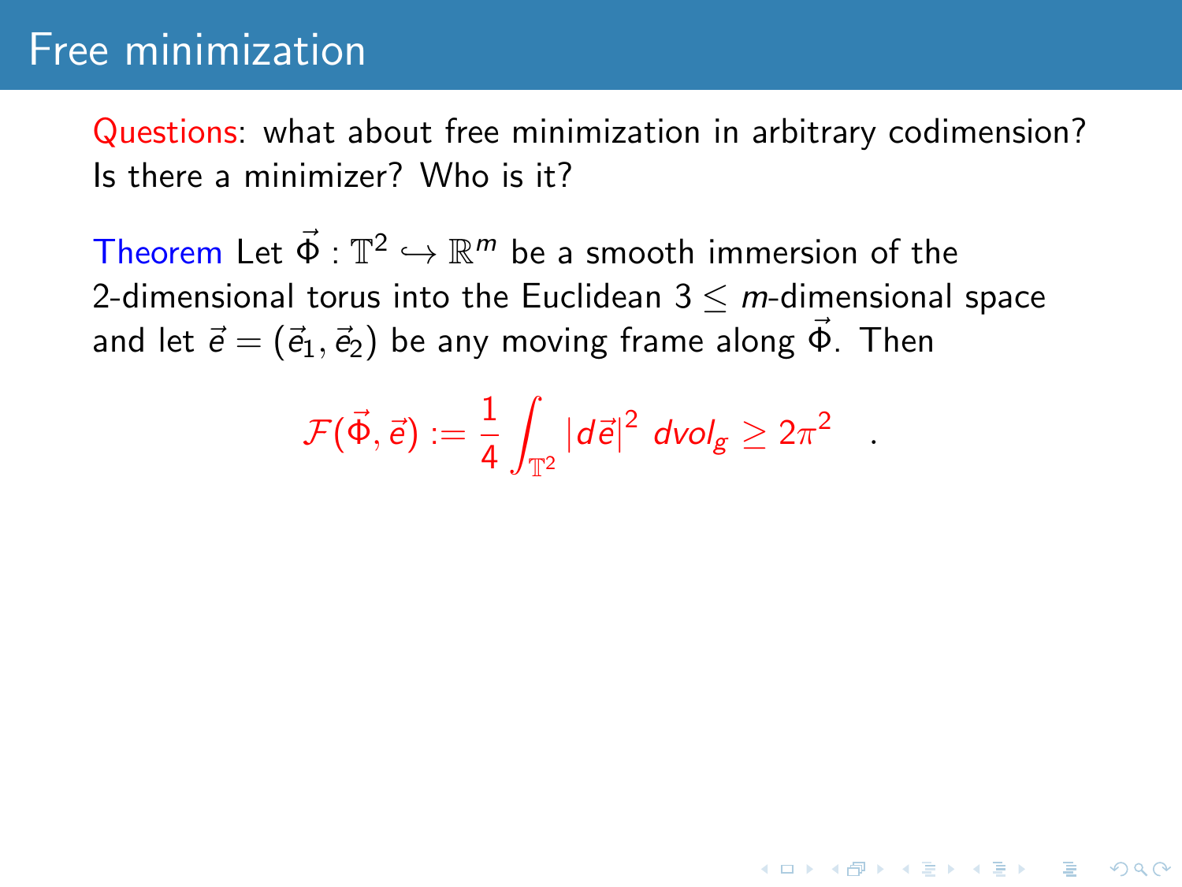# Free minimization

Questions: what about free minimization in arbitrary codimension? Is there a minimizer? Who is it?

Theorem Let $\vec{\Phi} : \mathbb{T}^2 \hookrightarrow \mathbb{R}^m$ be a smooth immersion of the 2-dimensional torus into the Euclidean $3 \leq m$-dimensional space and let $\vec{e} = (\vec{e}_1, \vec{e}_2)$ be any moving frame along $\vec{\Phi}$. Then

$$\mathcal{F}(\vec{\Phi}, \vec{e}) := \frac{1}{4} \int_{\mathbb{T}^2} |d\vec{e}|^2 \, dvol_g \geq 2\pi^2 \quad .$$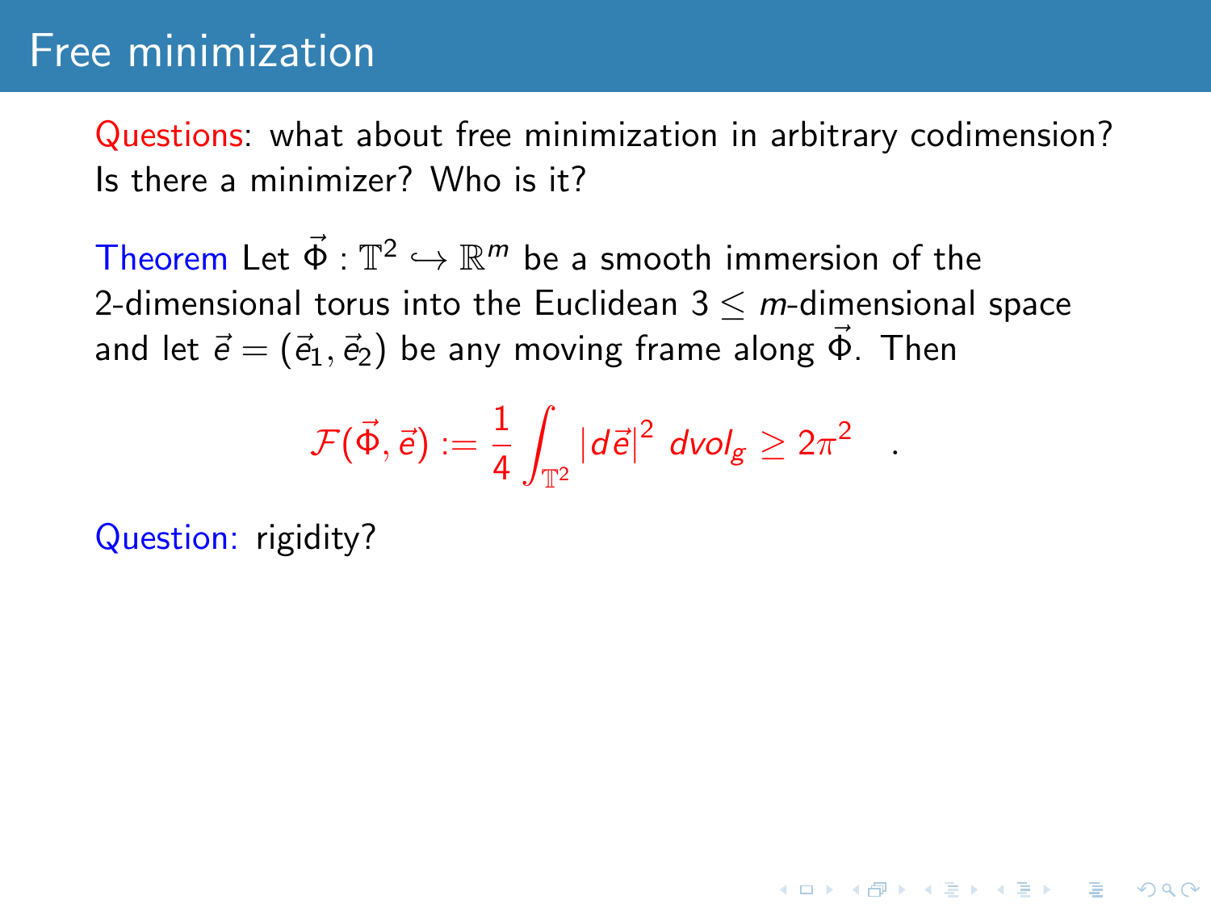# Free minimization

Questions: what about free minimization in arbitrary codimension? Is there a minimizer? Who is it?

Theorem Let $\vec{\Phi} : \mathbb{T}^2 \hookrightarrow \mathbb{R}^m$ be a smooth immersion of the 2-dimensional torus into the Euclidean $3 \leq m$-dimensional space and let $\vec{e} = (\vec{e}_1, \vec{e}_2)$ be any moving frame along $\vec{\Phi}$. Then

$$\mathcal{F}(\vec{\Phi}, \vec{e}) := \frac{1}{4} \int_{\mathbb{T}^2} |d\vec{e}|^2 \; dvol_g \geq 2\pi^2 \quad .$$

Question: rigidity?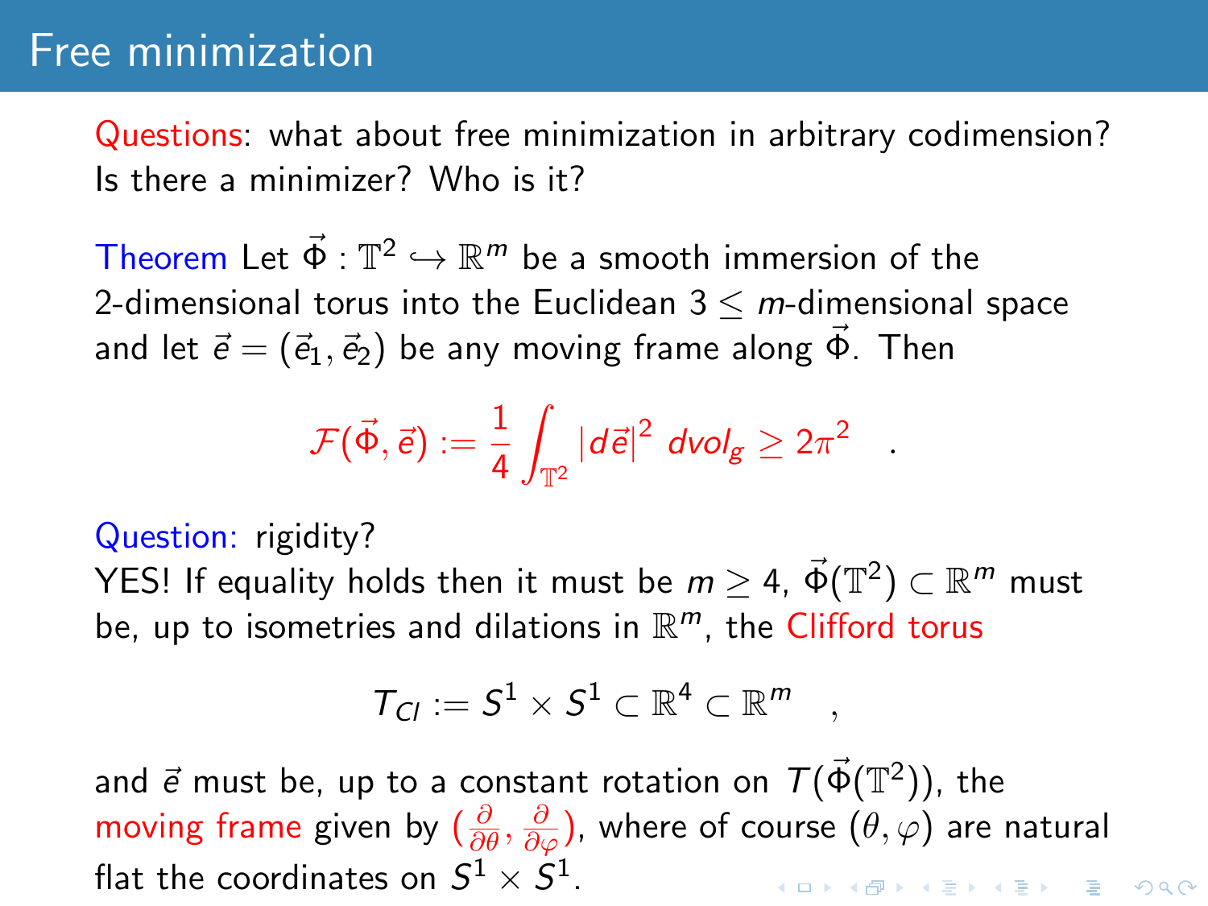# Free minimization

Questions: what about free minimization in arbitrary codimension? Is there a minimizer? Who is it?

**Theorem** Let $\vec{\Phi} : \mathbb{T}^2 \hookrightarrow \mathbb{R}^m$ be a smooth immersion of the 2-dimensional torus into the Euclidean $3 \leq m$-dimensional space and let $\vec{e} = (\vec{e}_1, \vec{e}_2)$ be any moving frame along $\vec{\Phi}$. Then

$$\mathcal{F}(\vec{\Phi}, \vec{e}) := \frac{1}{4} \int_{\mathbb{T}^2} |d\vec{e}|^2 \; dvol_g \geq 2\pi^2 \quad .$$

Question: rigidity?

YES! If equality holds then it must be $m \geq 4$, $\vec{\Phi}(\mathbb{T}^2) \subset \mathbb{R}^m$ must be, up to isometries and dilations in $\mathbb{R}^m$, the Clifford torus

$$T_{Cl} := S^1 \times S^1 \subset \mathbb{R}^4 \subset \mathbb{R}^m \quad ,$$

and $\vec{e}$ must be, up to a constant rotation on $T(\vec{\Phi}(\mathbb{T}^2))$, the moving frame given by $(\frac{\partial}{\partial \theta}, \frac{\partial}{\partial \varphi})$, where of course $(\theta, \varphi)$ are natural flat the coordinates on $S^1 \times S^1$.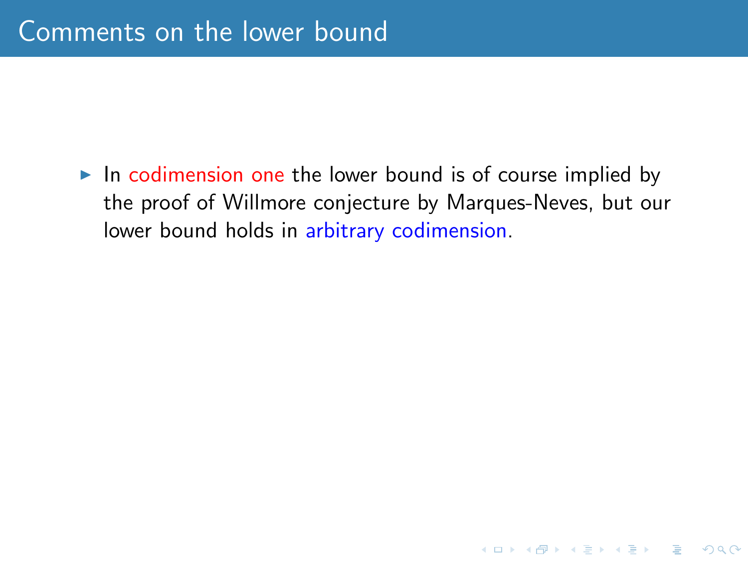# Comments on the lower bound

- In codimension one the lower bound is of course implied by the proof of Willmore conjecture by Marques-Neves, but our lower bound holds in arbitrary codimension.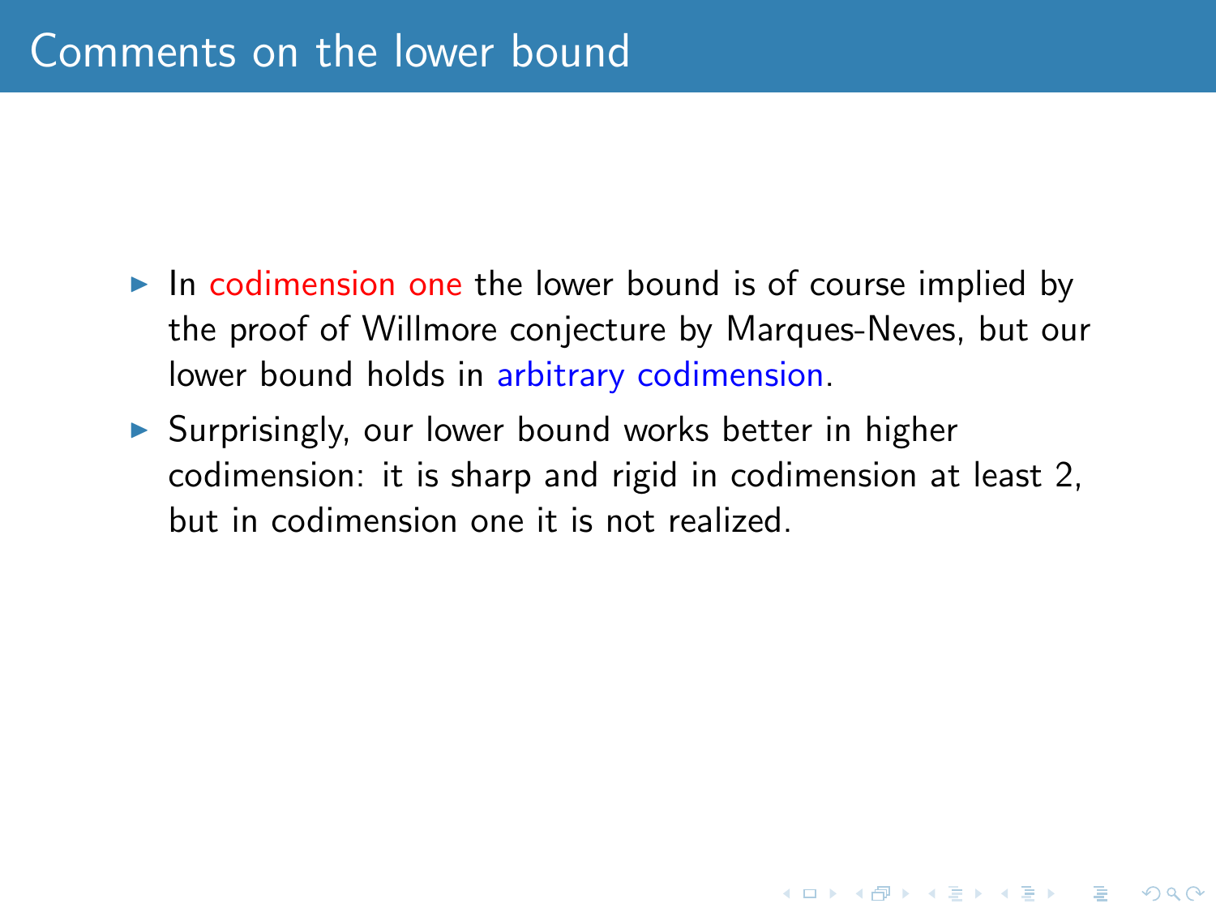# Comments on the lower bound

- In codimension one the lower bound is of course implied by the proof of Willmore conjecture by Marques-Neves, but our lower bound holds in arbitrary codimension.
- Surprisingly, our lower bound works better in higher codimension: it is sharp and rigid in codimension at least 2, but in codimension one it is not realized.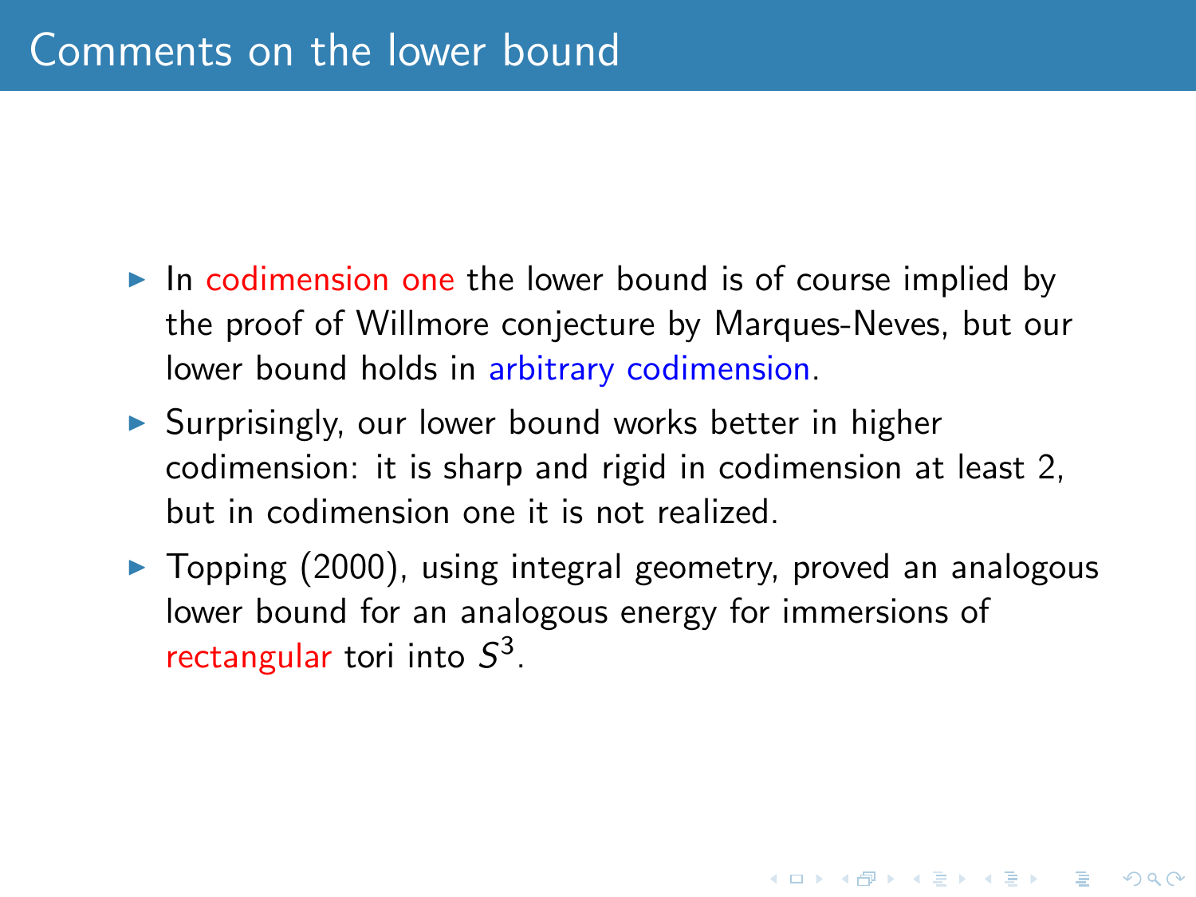# Comments on the lower bound

- In codimension one the lower bound is of course implied by the proof of Willmore conjecture by Marques-Neves, but our lower bound holds in arbitrary codimension.
- Surprisingly, our lower bound works better in higher codimension: it is sharp and rigid in codimension at least 2, but in codimension one it is not realized.
- Topping (2000), using integral geometry, proved an analogous lower bound for an analogous energy for immersions of rectangular tori into $S^3$.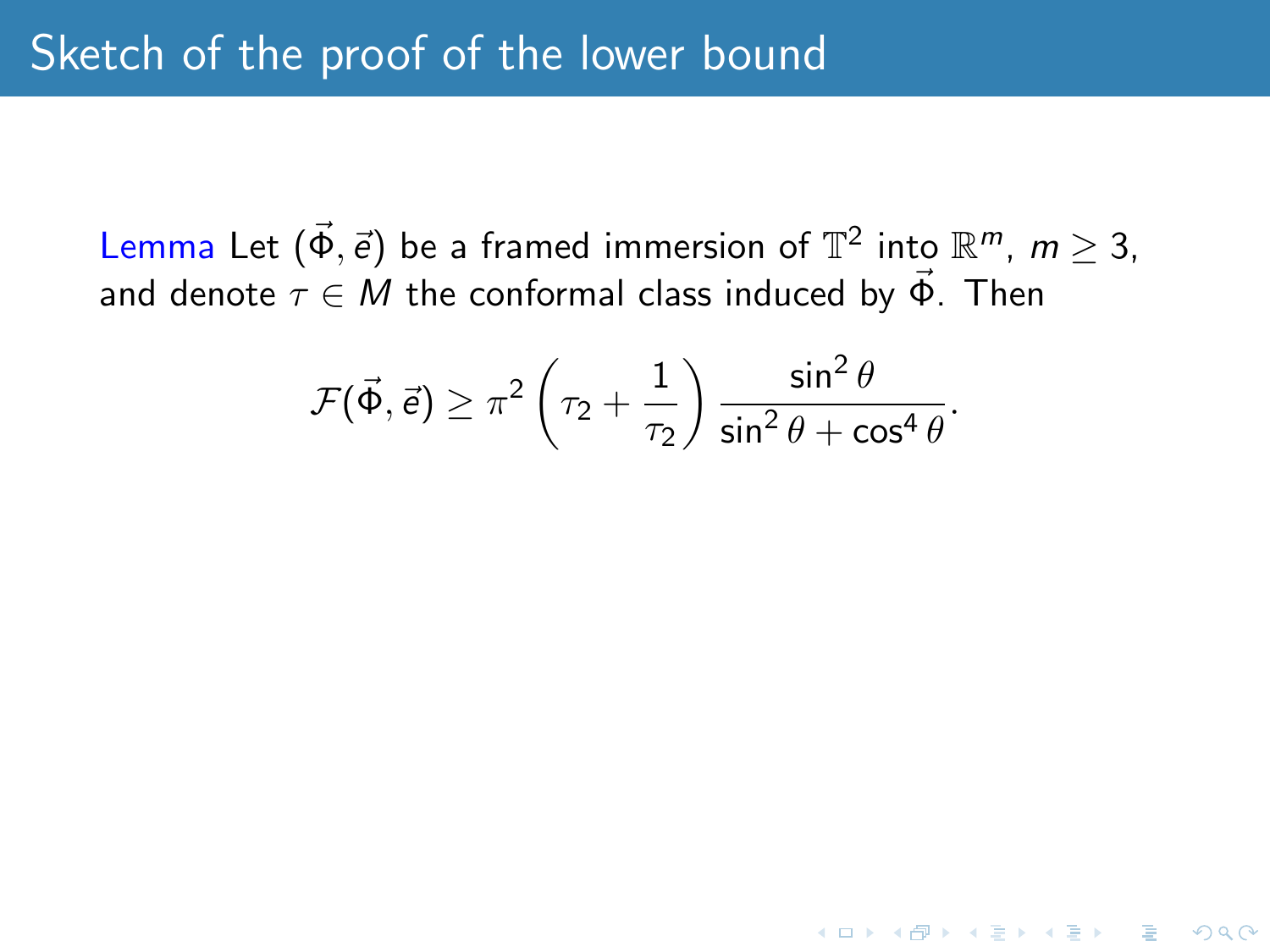# Sketch of the proof of the lower bound

Lemma Let $(\vec{\Phi}, \vec{e})$ be a framed immersion of $\mathbb{T}^2$ into $\mathbb{R}^m$, $m \geq 3$, and denote $\tau \in M$ the conformal class induced by $\vec{\Phi}$. Then

$$\mathcal{F}(\vec{\Phi}, \vec{e}) \geq \pi^2 \left( \tau_2 + \frac{1}{\tau_2} \right) \frac{\sin^2 \theta}{\sin^2 \theta + \cos^4 \theta}.$$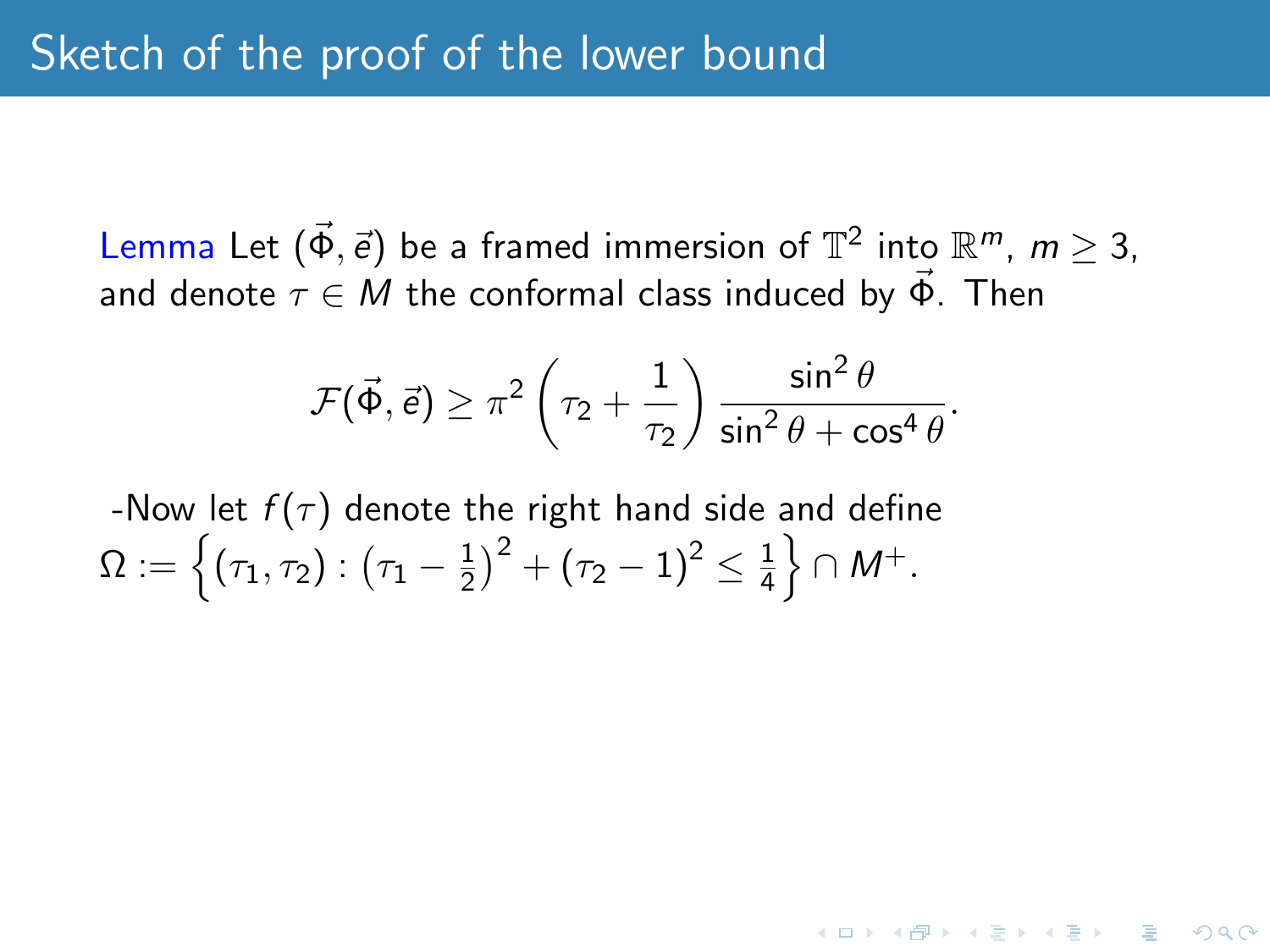# Sketch of the proof of the lower bound

Lemma Let $(\vec{\Phi}, \vec{e})$ be a framed immersion of $\mathbb{T}^2$ into $\mathbb{R}^m$, $m \geq 3$, and denote $\tau \in M$ the conformal class induced by $\vec{\Phi}$. Then

$$\mathcal{F}(\vec{\Phi}, \vec{e}) \geq \pi^2 \left(\tau_2 + \frac{1}{\tau_2}\right) \frac{\sin^2\theta}{\sin^2\theta + \cos^4\theta}.$$

-Now let $f(\tau)$ denote the right hand side and define $\Omega := \left\{(\tau_1, \tau_2) : \left(\tau_1 - \frac{1}{2}\right)^2 + (\tau_2 - 1)^2 \leq \frac{1}{4}\right\} \cap M^+$.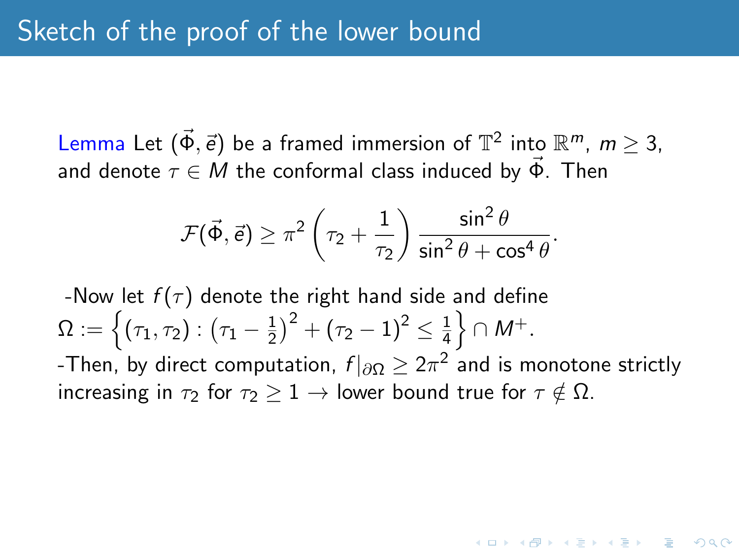# Sketch of the proof of the lower bound

Lemma Let $(\vec{\Phi}, \vec{e})$ be a framed immersion of $\mathbb{T}^2$ into $\mathbb{R}^m$, $m \geq 3$, and denote $\tau \in M$ the conformal class induced by $\vec{\Phi}$. Then

$$\mathcal{F}(\vec{\Phi}, \vec{e}) \geq \pi^2 \left( \tau_2 + \frac{1}{\tau_2} \right) \frac{\sin^2 \theta}{\sin^2 \theta + \cos^4 \theta}.$$

-Now let $f(\tau)$ denote the right hand side and define $\Omega := \left\{ (\tau_1, \tau_2) : \left(\tau_1 - \frac{1}{2}\right)^2 + (\tau_2 - 1)^2 \leq \frac{1}{4} \right\} \cap M^+$.

-Then, by direct computation, $f|_{\partial \Omega} \geq 2\pi^2$ and is monotone strictly increasing in $\tau_2$ for $\tau_2 \geq 1 \rightarrow$ lower bound true for $\tau \notin \Omega$.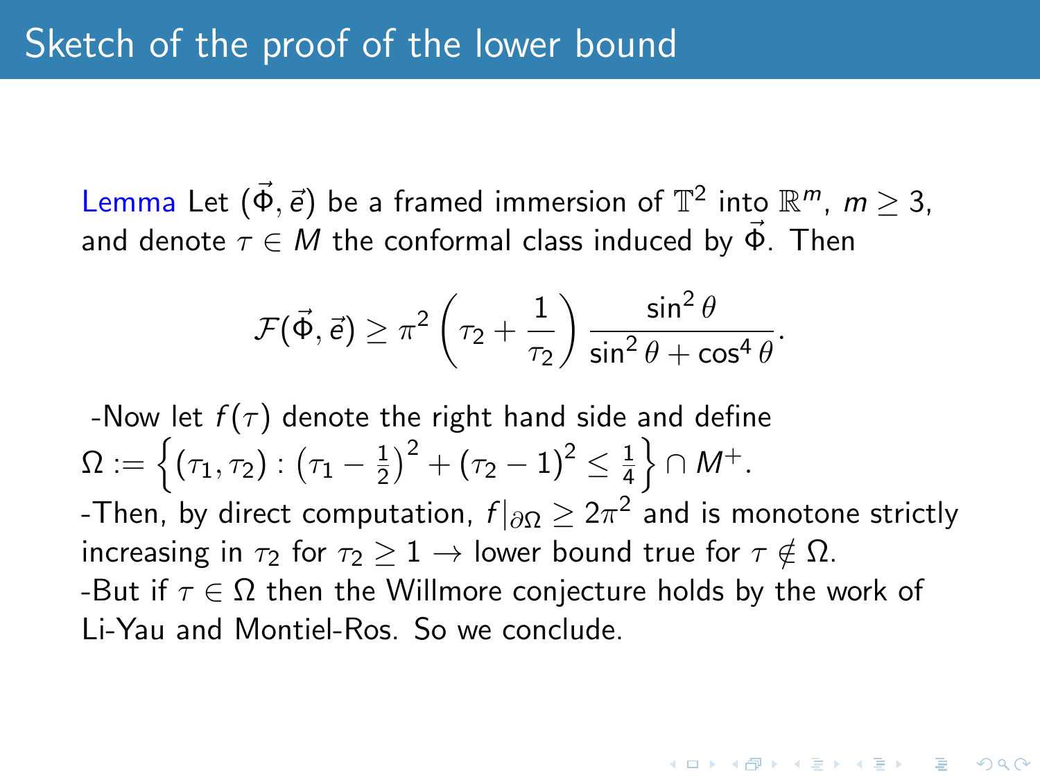## Sketch of the proof of the lower bound

**Lemma** Let $(\vec{\Phi}, \vec{e})$ be a framed immersion of $\mathbb{T}^2$ into $\mathbb{R}^m$, $m \geq 3$, and denote $\tau \in M$ the conformal class induced by $\vec{\Phi}$. Then

$$\mathcal{F}(\vec{\Phi}, \vec{e}) \geq \pi^2 \left( \tau_2 + \frac{1}{\tau_2} \right) \frac{\sin^2 \theta}{\sin^2 \theta + \cos^4 \theta}.$$

-Now let $f(\tau)$ denote the right hand side and define $\Omega := \left\{ (\tau_1, \tau_2) : \left( \tau_1 - \frac{1}{2} \right)^2 + (\tau_2 - 1)^2 \leq \frac{1}{4} \right\} \cap M^+$.

-Then, by direct computation, $f|_{\partial \Omega} \geq 2\pi^2$ and is monotone strictly increasing in $\tau_2$ for $\tau_2 \geq 1 \to$ lower bound true for $\tau \notin \Omega$.

-But if $\tau \in \Omega$ then the Willmore conjecture holds by the work of Li-Yau and Montiel-Ros. So we conclude.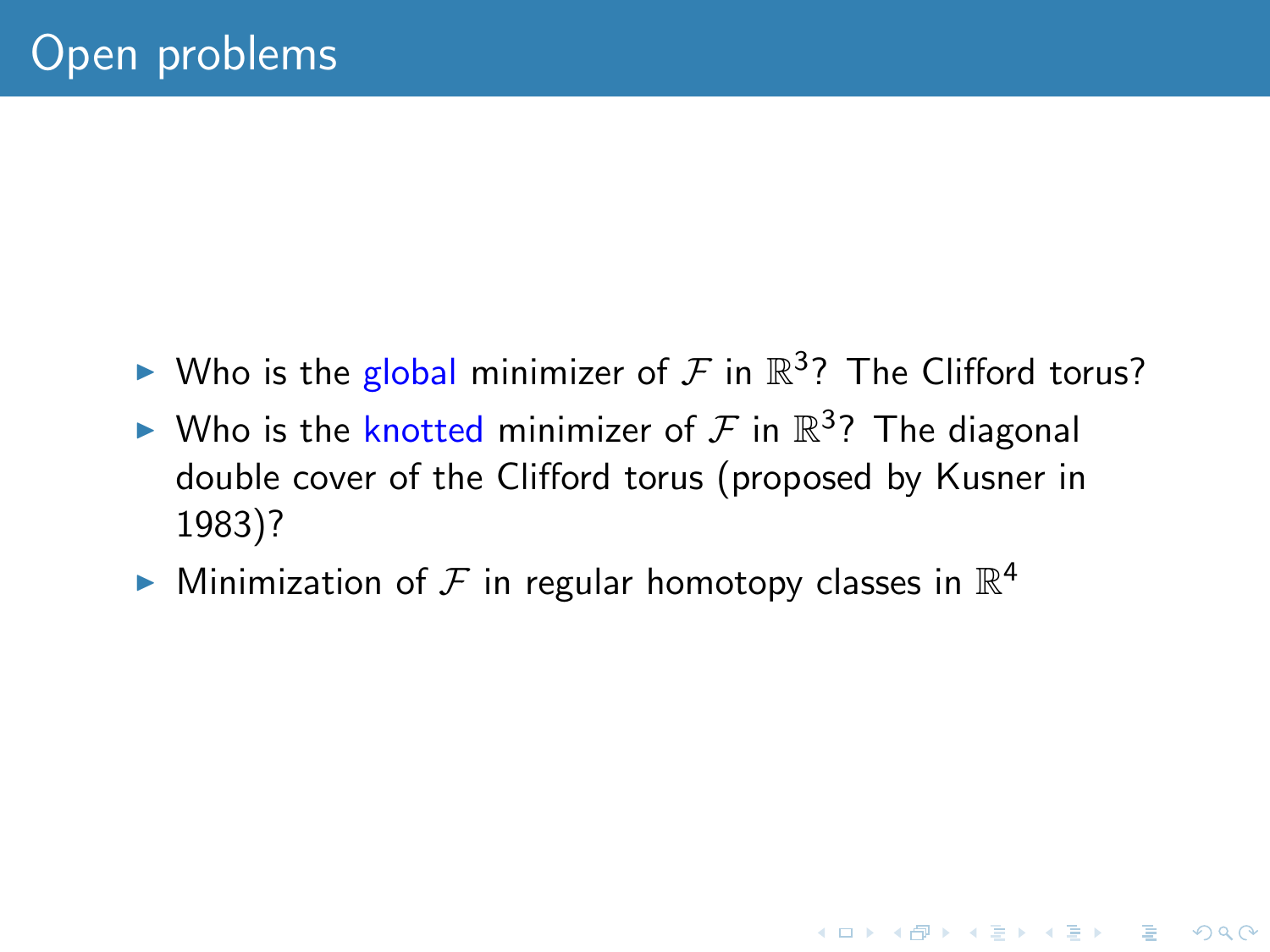# Open problems

- Who is the global minimizer of $\mathcal{F}$ in $\mathbb{R}^3$? The Clifford torus?
- Who is the knotted minimizer of $\mathcal{F}$ in $\mathbb{R}^3$? The diagonal double cover of the Clifford torus (proposed by Kusner in 1983)?
- Minimization of $\mathcal{F}$ in regular homotopy classes in $\mathbb{R}^4$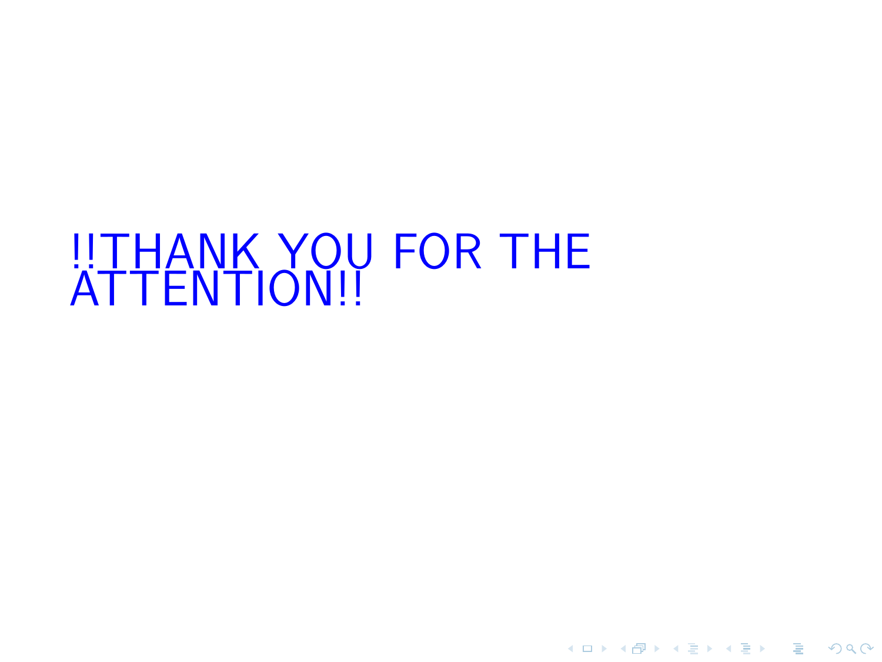!!THANK YOU FOR THE ATTENTION!!